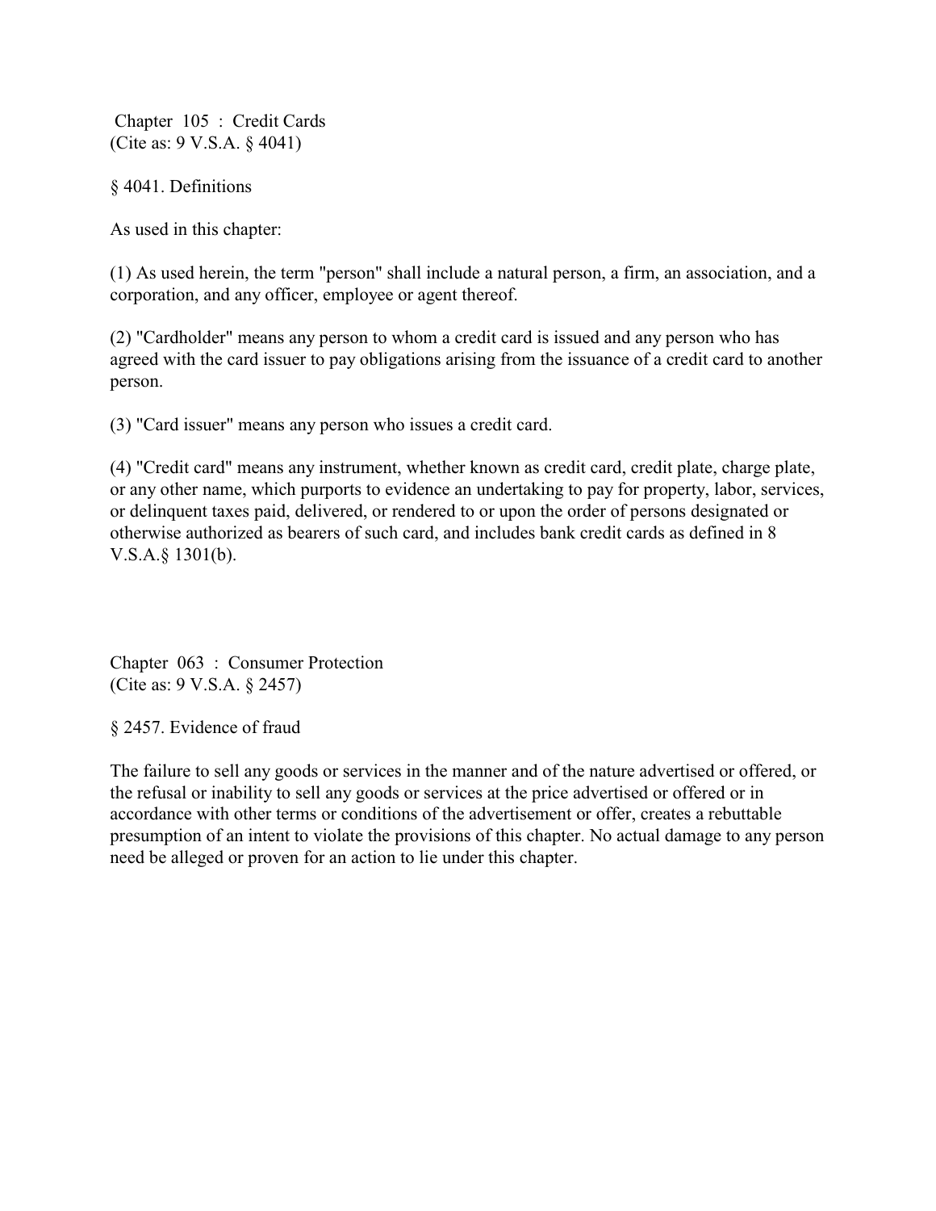Chapter 105 : Credit Cards
(Cite as: 9 V.S.A. § 4041)

§ 4041. Definitions

As used in this chapter:

(1) As used herein, the term "person" shall include a natural person, a firm, an association, and a corporation, and any officer, employee or agent thereof.

(2) "Cardholder" means any person to whom a credit card is issued and any person who has agreed with the card issuer to pay obligations arising from the issuance of a credit card to another person.

(3) "Card issuer" means any person who issues a credit card.

(4) "Credit card" means any instrument, whether known as credit card, credit plate, charge plate, or any other name, which purports to evidence an undertaking to pay for property, labor, services, or delinquent taxes paid, delivered, or rendered to or upon the order of persons designated or otherwise authorized as bearers of such card, and includes bank credit cards as defined in 8 V.S.A.§ 1301(b).

Chapter 063 : Consumer Protection
(Cite as: 9 V.S.A. § 2457)

§ 2457. Evidence of fraud

The failure to sell any goods or services in the manner and of the nature advertised or offered, or the refusal or inability to sell any goods or services at the price advertised or offered or in accordance with other terms or conditions of the advertisement or offer, creates a rebuttable presumption of an intent to violate the provisions of this chapter. No actual damage to any person need be alleged or proven for an action to lie under this chapter.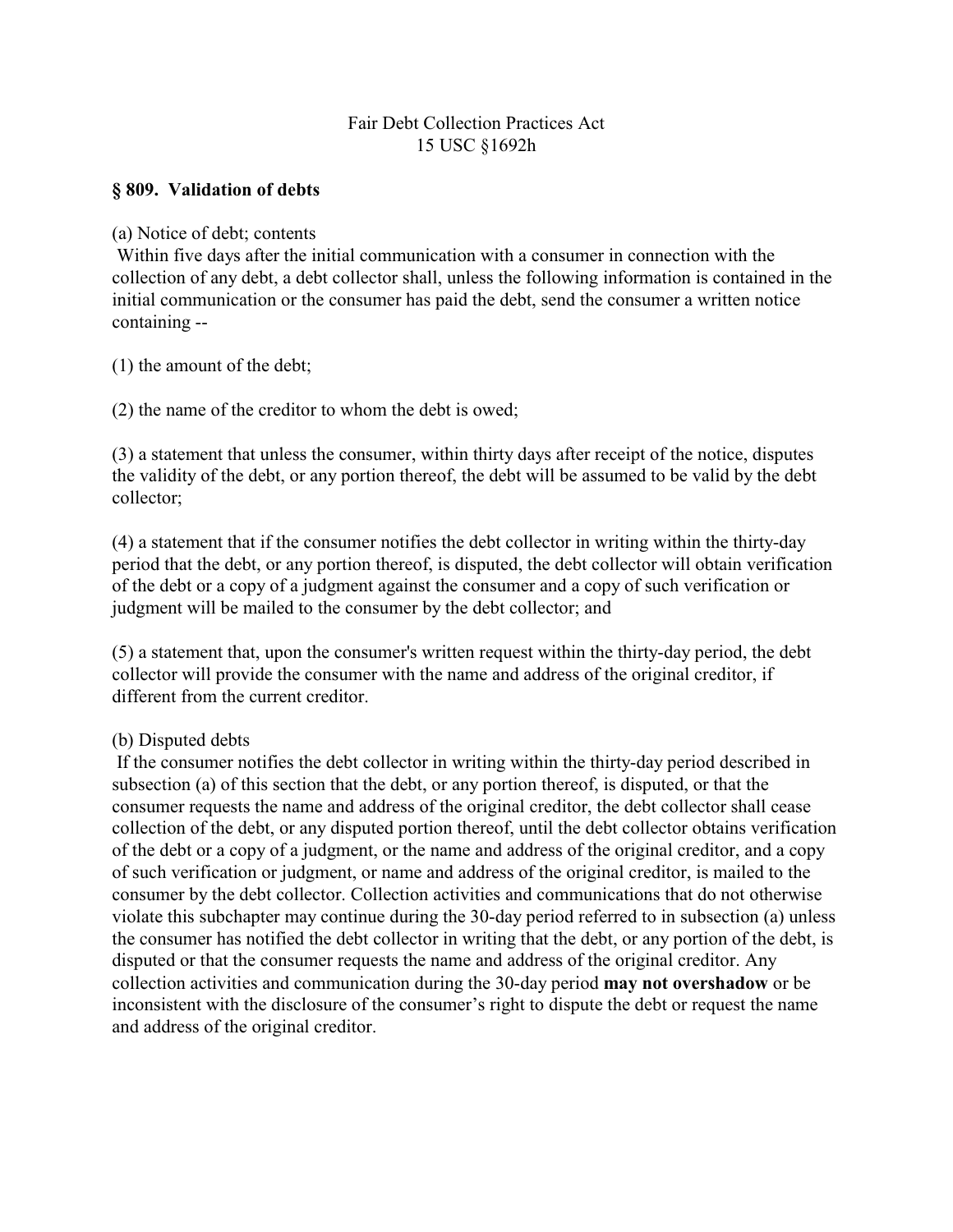Fair Debt Collection Practices Act
15 USC §1692h

## § 809. Validation of debts

(a) Notice of debt; contents
Within five days after the initial communication with a consumer in connection with the collection of any debt, a debt collector shall, unless the following information is contained in the initial communication or the consumer has paid the debt, send the consumer a written notice containing --

(1) the amount of the debt;

(2) the name of the creditor to whom the debt is owed;

(3) a statement that unless the consumer, within thirty days after receipt of the notice, disputes the validity of the debt, or any portion thereof, the debt will be assumed to be valid by the debt collector;

(4) a statement that if the consumer notifies the debt collector in writing within the thirty-day period that the debt, or any portion thereof, is disputed, the debt collector will obtain verification of the debt or a copy of a judgment against the consumer and a copy of such verification or judgment will be mailed to the consumer by the debt collector; and

(5) a statement that, upon the consumer's written request within the thirty-day period, the debt collector will provide the consumer with the name and address of the original creditor, if different from the current creditor.

(b) Disputed debts
If the consumer notifies the debt collector in writing within the thirty-day period described in subsection (a) of this section that the debt, or any portion thereof, is disputed, or that the consumer requests the name and address of the original creditor, the debt collector shall cease collection of the debt, or any disputed portion thereof, until the debt collector obtains verification of the debt or a copy of a judgment, or the name and address of the original creditor, and a copy of such verification or judgment, or name and address of the original creditor, is mailed to the consumer by the debt collector. Collection activities and communications that do not otherwise violate this subchapter may continue during the 30-day period referred to in subsection (a) unless the consumer has notified the debt collector in writing that the debt, or any portion of the debt, is disputed or that the consumer requests the name and address of the original creditor. Any collection activities and communication during the 30-day period **may not overshadow** or be inconsistent with the disclosure of the consumer's right to dispute the debt or request the name and address of the original creditor.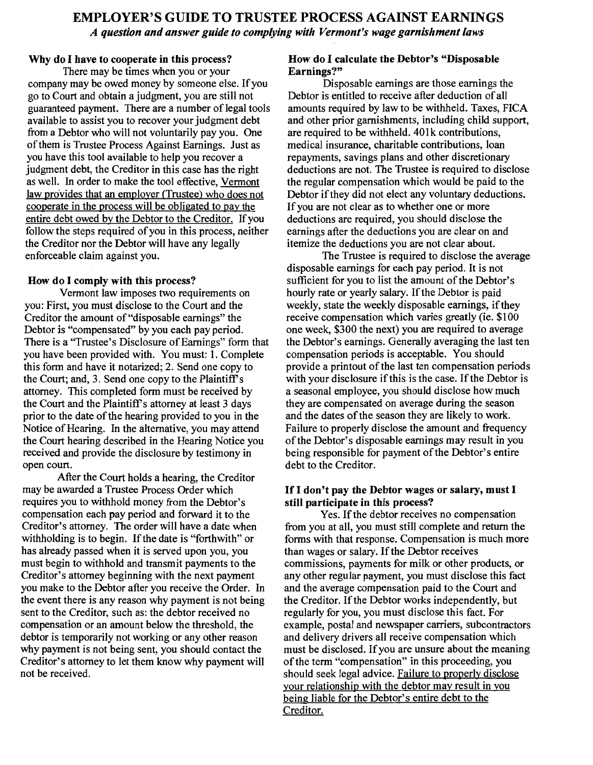# EMPLOYER'S GUIDE TO TRUSTEE PROCESS AGAINST EARNINGS

***A question and answer guide to complying with Vermont's wage garnishment laws***

**Why do I have to cooperate in this process?**

There may be times when you or your company may be owed money by someone else. If you go to Court and obtain a judgment, you are still not guaranteed payment. There are a number of legal tools available to assist you to recover your judgment debt from a Debtor who will not voluntarily pay you. One of them is Trustee Process Against Earnings. Just as you have this tool available to help you recover a judgment debt, the Creditor in this case has the right as well. In order to make the tool effective, Vermont law provides that an employer (Trustee) who does not cooperate in the process will be obligated to pay the entire debt owed by the Debtor to the Creditor. If you follow the steps required of you in this process, neither the Creditor nor the Debtor will have any legally enforceable claim against you.

**How do I comply with this process?**

Vermont law imposes two requirements on you: First, you must disclose to the Court and the Creditor the amount of "disposable earnings" the Debtor is "compensated" by you each pay period. There is a "Trustee's Disclosure of Earnings" form that you have been provided with. You must: 1. Complete this form and have it notarized; 2. Send one copy to the Court; and, 3. Send one copy to the Plaintiff's attorney. This completed form must be received by the Court and the Plaintiff's attorney at least 3 days prior to the date of the hearing provided to you in the Notice of Hearing. In the alternative, you may attend the Court hearing described in the Hearing Notice you received and provide the disclosure by testimony in open court.

After the Court holds a hearing, the Creditor may be awarded a Trustee Process Order which requires you to withhold money from the Debtor's compensation each pay period and forward it to the Creditor's attorney. The order will have a date when withholding is to begin. If the date is "forthwith" or has already passed when it is served upon you, you must begin to withhold and transmit payments to the Creditor's attorney beginning with the next payment you make to the Debtor after you receive the Order. In the event there is any reason why payment is not being sent to the Creditor, such as: the debtor received no compensation or an amount below the threshold, the debtor is temporarily not working or any other reason why payment is not being sent, you should contact the Creditor's attorney to let them know why payment will not be received.

**How do I calculate the Debtor's "Disposable Earnings?"**

Disposable earnings are those earnings the Debtor is entitled to receive after deduction of all amounts required by law to be withheld. Taxes, FICA and other prior garnishments, including child support, are required to be withheld. 401k contributions, medical insurance, charitable contributions, loan repayments, savings plans and other discretionary deductions are not. The Trustee is required to disclose the regular compensation which would be paid to the Debtor if they did not elect any voluntary deductions. If you are not clear as to whether one or more deductions are required, you should disclose the earnings after the deductions you are clear on and itemize the deductions you are not clear about.

The Trustee is required to disclose the average disposable earnings for each pay period. It is not sufficient for you to list the amount of the Debtor's hourly rate or yearly salary. If the Debtor is paid weekly, state the weekly disposable earnings, if they receive compensation which varies greatly (ie. $100 one week, $300 the next) you are required to average the Debtor's earnings. Generally averaging the last ten compensation periods is acceptable. You should provide a printout of the last ten compensation periods with your disclosure if this is the case. If the Debtor is a seasonal employee, you should disclose how much they are compensated on average during the season and the dates of the season they are likely to work. Failure to properly disclose the amount and frequency of the Debtor's disposable earnings may result in you being responsible for payment of the Debtor's entire debt to the Creditor.

**If I don't pay the Debtor wages or salary, must I still participate in this process?**

Yes. If the debtor receives no compensation from you at all, you must still complete and return the forms with that response. Compensation is much more than wages or salary. If the Debtor receives commissions, payments for milk or other products, or any other regular payment, you must disclose this fact and the average compensation paid to the Court and the Creditor. If the Debtor works independently, but regularly for you, you must disclose this fact. For example, postal and newspaper carriers, subcontractors and delivery drivers all receive compensation which must be disclosed. If you are unsure about the meaning of the term "compensation" in this proceeding, you should seek legal advice. Failure to properly disclose your relationship with the debtor may result in you being liable for the Debtor's entire debt to the Creditor.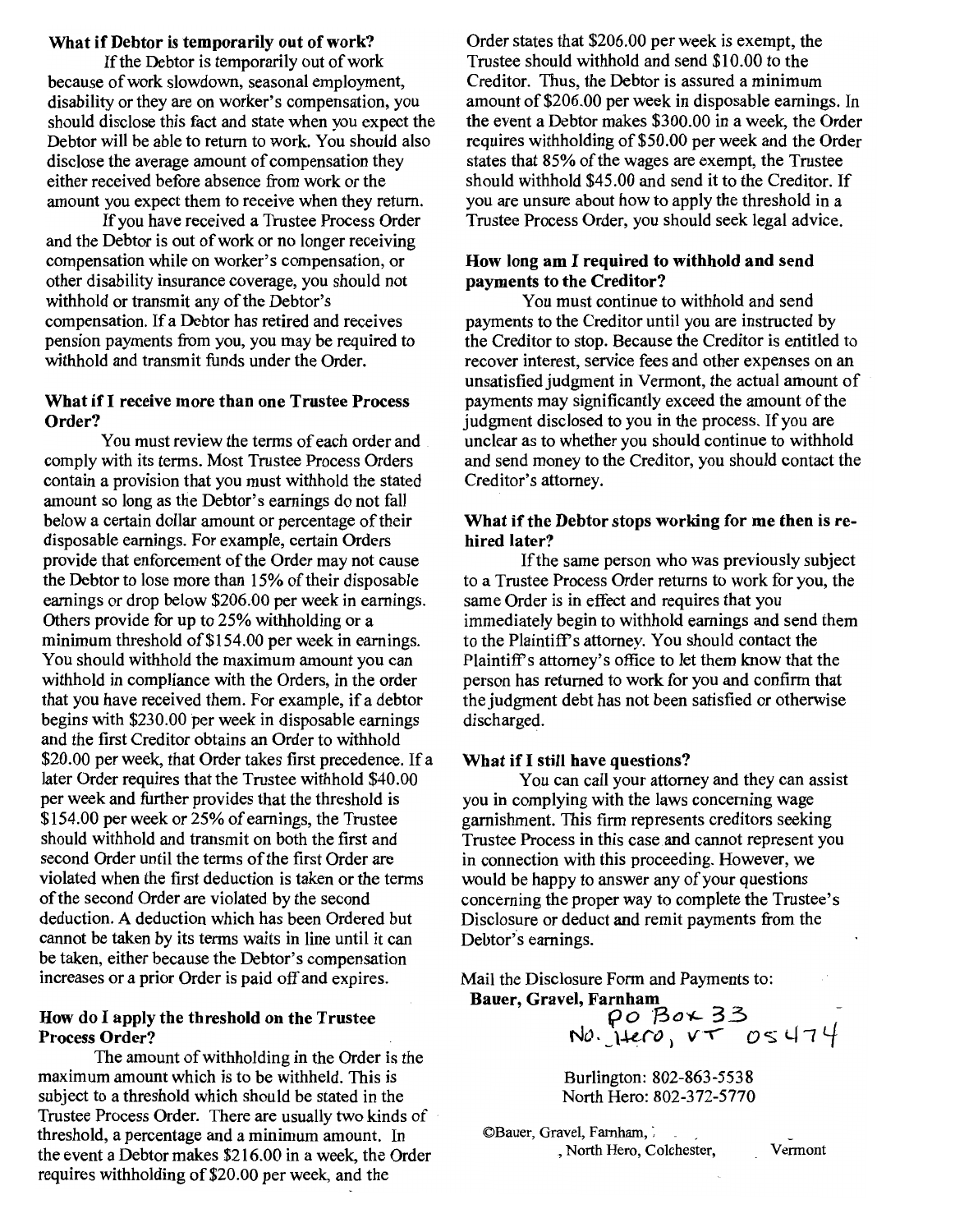### What if Debtor is temporarily out of work?

If the Debtor is temporarily out of work because of work slowdown, seasonal employment, disability or they are on worker's compensation, you should disclose this fact and state when you expect the Debtor will be able to return to work. You should also disclose the average amount of compensation they either received before absence from work or the amount you expect them to receive when they return.

If you have received a Trustee Process Order and the Debtor is out of work or no longer receiving compensation while on worker's compensation, or other disability insurance coverage, you should not withhold or transmit any of the Debtor's compensation. If a Debtor has retired and receives pension payments from you, you may be required to withhold and transmit funds under the Order.

### What if I receive more than one Trustee Process Order?

You must review the terms of each order and comply with its terms. Most Trustee Process Orders contain a provision that you must withhold the stated amount so long as the Debtor's earnings do not fall below a certain dollar amount or percentage of their disposable earnings. For example, certain Orders provide that enforcement of the Order may not cause the Debtor to lose more than 15% of their disposable earnings or drop below $206.00 per week in earnings. Others provide for up to 25% withholding or a minimum threshold of $154.00 per week in earnings. You should withhold the maximum amount you can withhold in compliance with the Orders, in the order that you have received them. For example, if a debtor begins with $230.00 per week in disposable earnings and the first Creditor obtains an Order to withhold $20.00 per week, that Order takes first precedence. If a later Order requires that the Trustee withhold $40.00 per week and further provides that the threshold is $154.00 per week or 25% of earnings, the Trustee should withhold and transmit on both the first and second Order until the terms of the first Order are violated when the first deduction is taken or the terms of the second Order are violated by the second deduction. A deduction which has been Ordered but cannot be taken by its terms waits in line until it can be taken, either because the Debtor's compensation increases or a prior Order is paid off and expires.

### How do I apply the threshold on the Trustee Process Order?

The amount of withholding in the Order is the maximum amount which is to be withheld. This is subject to a threshold which should be stated in the Trustee Process Order. There are usually two kinds of threshold, a percentage and a minimum amount. In the event a Debtor makes $216.00 in a week, the Order requires withholding of $20.00 per week, and the Order states that $206.00 per week is exempt, the Trustee should withhold and send $10.00 to the Creditor. Thus, the Debtor is assured a minimum amount of $206.00 per week in disposable earnings. In the event a Debtor makes $300.00 in a week, the Order requires withholding of $50.00 per week and the Order states that 85% of the wages are exempt, the Trustee should withhold $45.00 and send it to the Creditor. If you are unsure about how to apply the threshold in a Trustee Process Order, you should seek legal advice.

### How long am I required to withhold and send payments to the Creditor?

You must continue to withhold and send payments to the Creditor until you are instructed by the Creditor to stop. Because the Creditor is entitled to recover interest, service fees and other expenses on an unsatisfied judgment in Vermont, the actual amount of payments may significantly exceed the amount of the judgment disclosed to you in the process. If you are unclear as to whether you should continue to withhold and send money to the Creditor, you should contact the Creditor's attorney.

### What if the Debtor stops working for me then is re-hired later?

If the same person who was previously subject to a Trustee Process Order returns to work for you, the same Order is in effect and requires that you immediately begin to withhold earnings and send them to the Plaintiff's attorney. You should contact the Plaintiff's attorney's office to let them know that the person has returned to work for you and confirm that the judgment debt has not been satisfied or otherwise discharged.

### What if I still have questions?

You can call your attorney and they can assist you in complying with the laws concerning wage garnishment. This firm represents creditors seeking Trustee Process in this case and cannot represent you in connection with this proceeding. However, we would be happy to answer any of your questions concerning the proper way to complete the Trustee's Disclosure or deduct and remit payments from the Debtor's earnings.

Mail the Disclosure Form and Payments to:
**Bauer, Gravel, Farnham**
PO Box 33
No. Hero, VT 05474

Burlington: 802-863-5538
North Hero: 802-372-5770

©Bauer, Gravel, Farnham, , North Hero, Colchester, Vermont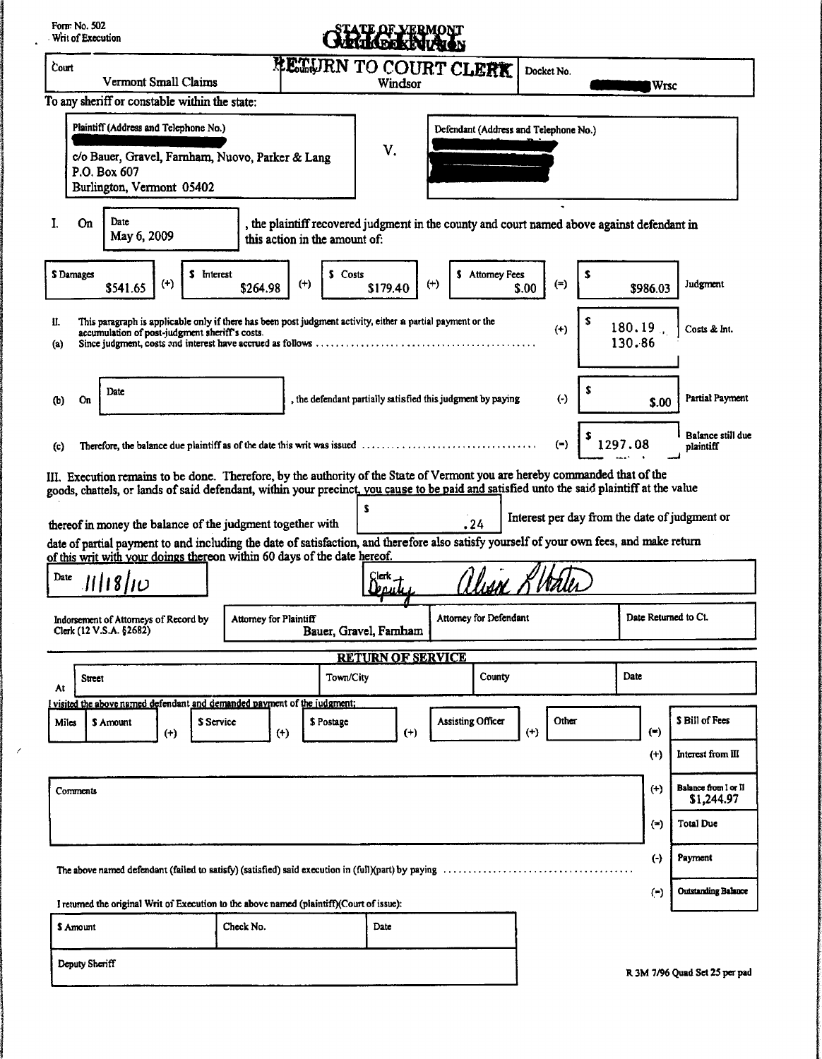Form No. 502
Writ of Execution

# STATE OF VERMONT
# ORIGINAL
## WRIT OF EXECUTION
## RETURN TO COURT CLERK

| Court | County | Docket No. |
|---|---|---|
| Vermont Small Claims | Windsor | Wrsc |

To any sheriff or constable within the state:

| Plaintiff (Address and Telephone No.) | | Defendant (Address and Telephone No.) |
|---|---|---|
| c/o Bauer, Gravel, Farnham, Nuovo, Parker & Lang<br>P.O. Box 607<br>Burlington, Vermont 05402 | V. | |

I. On Date May 6, 2009, the plaintiff recovered judgment in the county and court named above against defendant in this action in the amount of:

| $ Damages | | $ Interest | | $ Costs | | $ Attorney Fees | | $ | |
|---|---|---|---|---|---|---|---|---|---|
| $541.65 | (+) | $264.98 | (+) | $179.40 | (+) | $.00 | (=) | $986.03 | Judgment |

II. This paragraph is applicable only if there has been post judgment activity, either a partial payment or the accumulation of post-judgment sheriff's costs.

(a) Since judgment, costs and interest have accrued as follows .......... (+) $ 180.19 / 130.86 — Costs & Int.

(b) On Date ______, the defendant partially satisfied this judgment by paying .......... (-) $ $.00 — Partial Payment

(c) Therefore, the balance due plaintiff as of the date this writ was issued .......... (=) $ 1297.08 — Balance still due plaintiff

III. Execution remains to be done. Therefore, by the authority of the State of Vermont you are hereby commanded that of the goods, chattels, or lands of said defendant, within your precinct, you cause to be paid and satisfied unto the said plaintiff at the value thereof in money the balance of the judgment together with $ .24 Interest per day from the date of judgment or date of partial payment to and including the date of satisfaction, and therefore also satisfy yourself of your own fees, and make return of this writ with your doings thereon within 60 days of the date hereof.

Date 11/18/10 — Clerk Deputy [signature]

| Indorsement of Attorneys of Record by Clerk (12 V.S.A. §2682) | Attorney for Plaintiff | Attorney for Defendant | Date Returned to Ct. |
|---|---|---|---|
| | Bauer, Gravel, Farnham | | |

## RETURN OF SERVICE

| At | Street | Town/City | County | Date |
|---|---|---|---|---|
| | | | | |

I visited the above named defendant and demanded payment of the judgment;

| Miles | $ Amount | | $ Service | | $ Postage | | Assisting Officer | | Other | | |
|---|---|---|---|---|---|---|---|---|---|---|---|
| | | (+) | | (+) | | (+) | | (+) | | (=) | $ Bill of Fees |

| | | |
|---|---|---|
| | (+) | Interest from III |
| Comments | (+) | Balance from I or II $1,244.97 |
| | (=) | Total Due |

The above named defendant (failed to satisfy) (satisfied) said execution in (full)(part) by paying .......... (-) Payment

(=) Outstanding Balance

I returned the original Writ of Execution to the above named (plaintiff)(Court of issue):

| $ Amount | Check No. | Date |
|---|---|---|
| | | |

Deputy Sheriff

R 3M 7/96 Quad Set 25 per pad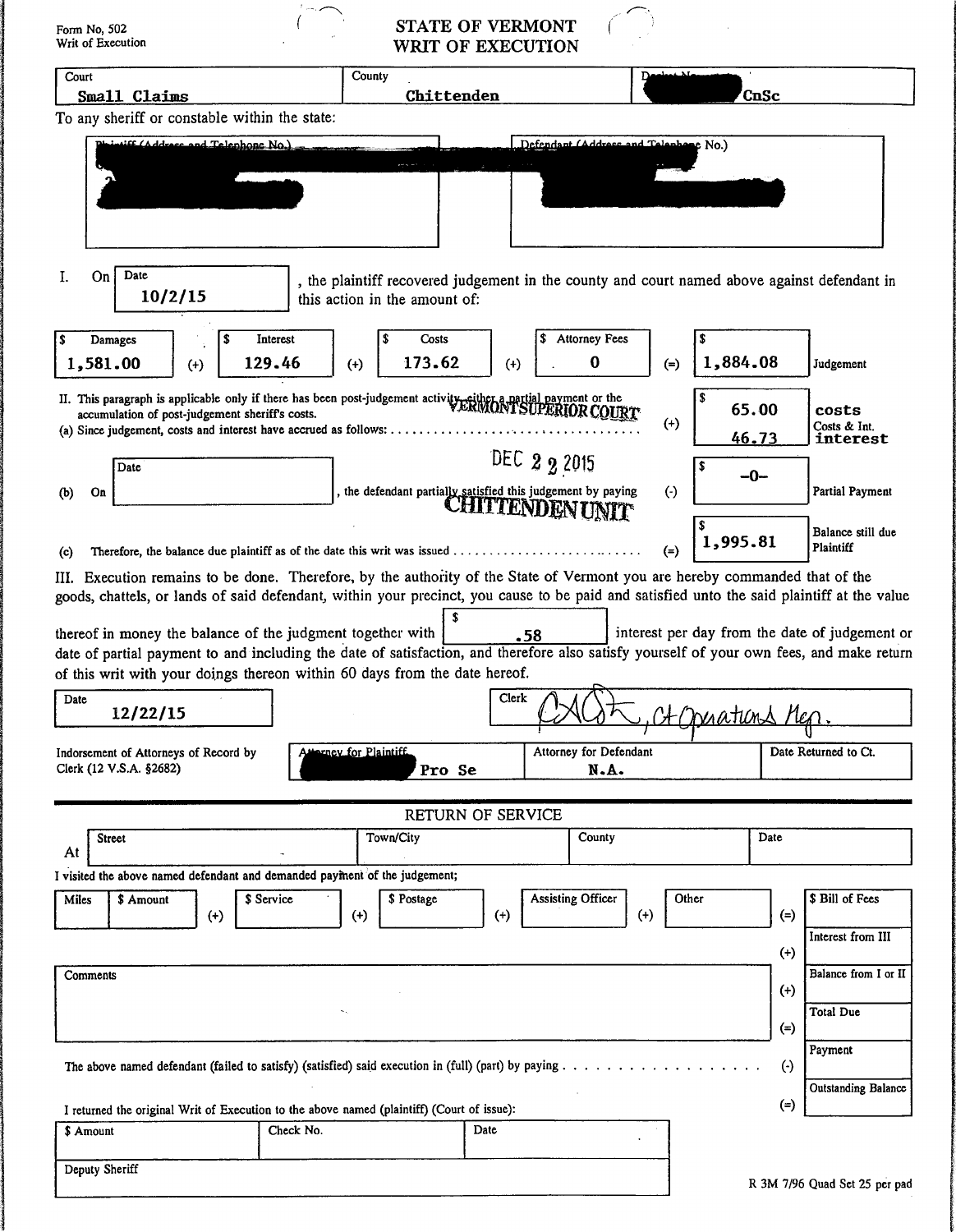Form No, 502
Writ of Execution

# STATE OF VERMONT
# WRIT OF EXECUTION

| Court | County | Docket No. |
|---|---|---|
| Small Claims | Chittenden | CnSc |

To any sheriff or constable within the state:

| Plaintiff (Address and Telephone No.) | Defendant (Address and Telephone No.) |
|---|---|
| | |

I. On [Date: 10/2/15], the plaintiff recovered judgement in the county and court named above against defendant in this action in the amount of:

| $ Damages | | $ Interest | | $ Costs | | $ Attorney Fees | | $ | |
|---|---|---|---|---|---|---|---|---|---|
| 1,581.00 | (+) | 129.46 | (+) | 173.62 | (+) | 0 | (=) | 1,884.08 | Judgement |

II. This paragraph is applicable only if there has been post-judgement activity, either a partial payment or the accumulation of post-judgement sheriff's costs.

VERMONT SUPERIOR COURT
DEC 22 2015
CHITTENDEN UNIT

| | | | |
|---|---|---|---|
| (a) Since judgement, costs and interest have accrued as follows: | (+) | $ 65.00 costs / 46.73 interest | Costs & Int. |
| (b) On [Date: ], the defendant partially satisfied this judgement by paying | (-) | $ -0- | Partial Payment |
| (c) Therefore, the balance due plaintiff as of the date this writ was issued | (=) | $ 1,995.81 | Balance still due Plaintiff |

III. Execution remains to be done. Therefore, by the authority of the State of Vermont you are hereby commanded that of the goods, chattels, or lands of said defendant, within your precinct, you cause to be paid and satisfied unto the said plaintiff at the value thereof in money the balance of the judgment together with $ .58 interest per day from the date of judgement or date of partial payment to and including the date of satisfaction, and therefore also satisfy yourself of your own fees, and make return of this writ with your doings thereon within 60 days from the date hereof.

| Date | Clerk |
|---|---|
| 12/22/15 | [signature], Ct Operations Mgr. |

| Indorsement of Attorneys of Record by Clerk (12 V.S.A. §2682) | Attorney for Plaintiff | Attorney for Defendant | Date Returned to Ct. |
|---|---|---|---|
| | Pro Se | N.A. | |

## RETURN OF SERVICE

| At | Street | Town/City | County | Date |
|---|---|---|---|---|
| | | | | |

I visited the above named defendant and demanded payment of the judgement;

| Miles | $ Amount | | $ Service | | $ Postage | | Assisting Officer | | Other | | $ Bill of Fees |
|---|---|---|---|---|---|---|---|---|---|---|---|
| | | (+) | | (+) | | (+) | | (+) | | (=) | |

| Comments | | |
|---|---|---|
| | (+) | Interest from III |
| | (+) | Balance from I or II |
| | (=) | Total Due |

The above named defendant (failed to satisfy) (satisfied) said execution in (full) (part) by paying . . . (-) Payment

(=) Outstanding Balance

I returned the original Writ of Execution to the above named (plaintiff) (Court of issue):

| $ Amount | Check No. | Date |
|---|---|---|
| | | |

Deputy Sheriff

R 3M 7/96 Quad Set 25 per pad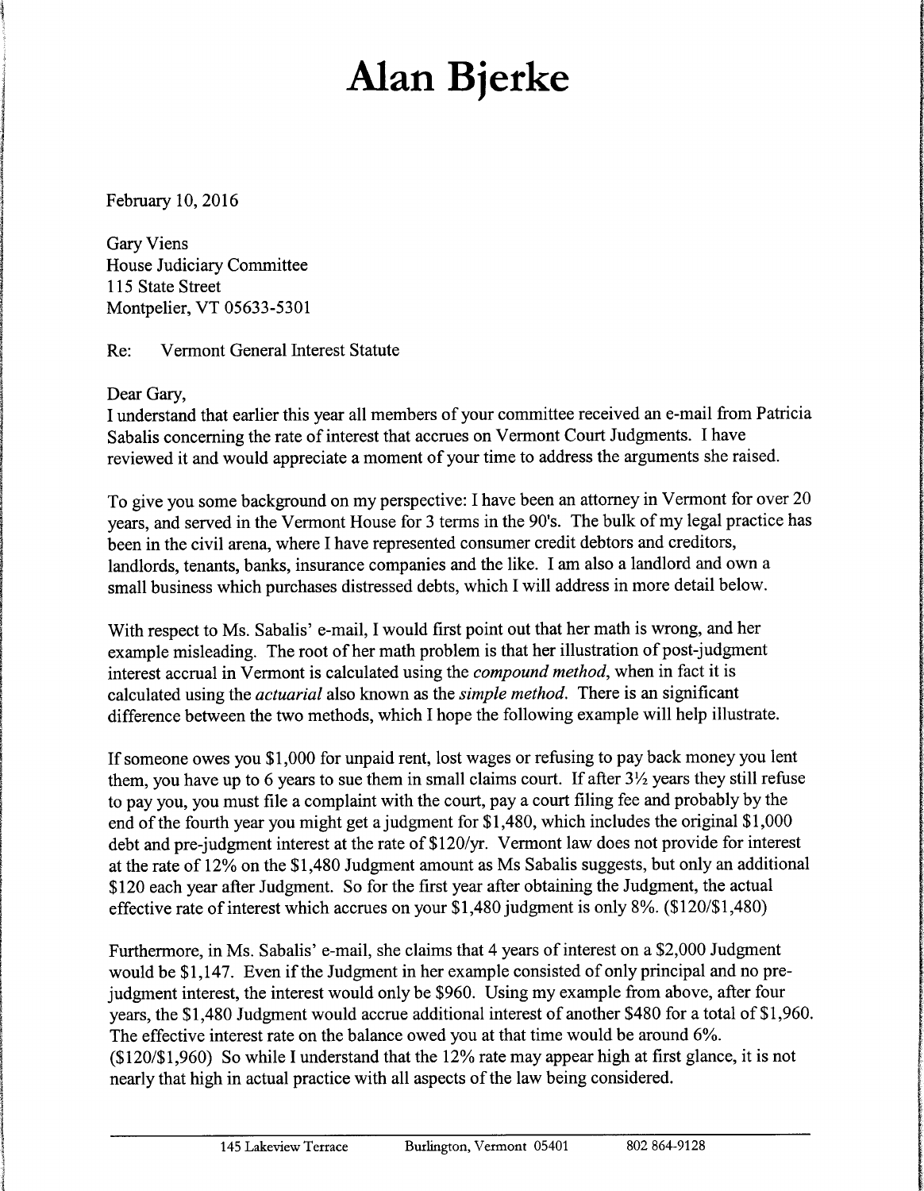# Alan Bjerke

February 10, 2016

Gary Viens
House Judiciary Committee
115 State Street
Montpelier, VT 05633-5301

Re: Vermont General Interest Statute

Dear Gary,
I understand that earlier this year all members of your committee received an e-mail from Patricia Sabalis concerning the rate of interest that accrues on Vermont Court Judgments. I have reviewed it and would appreciate a moment of your time to address the arguments she raised.

To give you some background on my perspective: I have been an attorney in Vermont for over 20 years, and served in the Vermont House for 3 terms in the 90's. The bulk of my legal practice has been in the civil arena, where I have represented consumer credit debtors and creditors, landlords, tenants, banks, insurance companies and the like. I am also a landlord and own a small business which purchases distressed debts, which I will address in more detail below.

With respect to Ms. Sabalis' e-mail, I would first point out that her math is wrong, and her example misleading. The root of her math problem is that her illustration of post-judgment interest accrual in Vermont is calculated using the *compound method*, when in fact it is calculated using the *actuarial* also known as the *simple method*. There is an significant difference between the two methods, which I hope the following example will help illustrate.

If someone owes you $1,000 for unpaid rent, lost wages or refusing to pay back money you lent them, you have up to 6 years to sue them in small claims court. If after 3½ years they still refuse to pay you, you must file a complaint with the court, pay a court filing fee and probably by the end of the fourth year you might get a judgment for $1,480, which includes the original $1,000 debt and pre-judgment interest at the rate of $120/yr. Vermont law does not provide for interest at the rate of 12% on the $1,480 Judgment amount as Ms Sabalis suggests, but only an additional $120 each year after Judgment. So for the first year after obtaining the Judgment, the actual effective rate of interest which accrues on your $1,480 judgment is only 8%. ($120/$1,480)

Furthermore, in Ms. Sabalis' e-mail, she claims that 4 years of interest on a $2,000 Judgment would be $1,147. Even if the Judgment in her example consisted of only principal and no pre-judgment interest, the interest would only be $960. Using my example from above, after four years, the $1,480 Judgment would accrue additional interest of another $480 for a total of $1,960. The effective interest rate on the balance owed you at that time would be around 6%. ($120/$1,960) So while I understand that the 12% rate may appear high at first glance, it is not nearly that high in actual practice with all aspects of the law being considered.

145 Lakeview Terrace Burlington, Vermont 05401 802 864-9128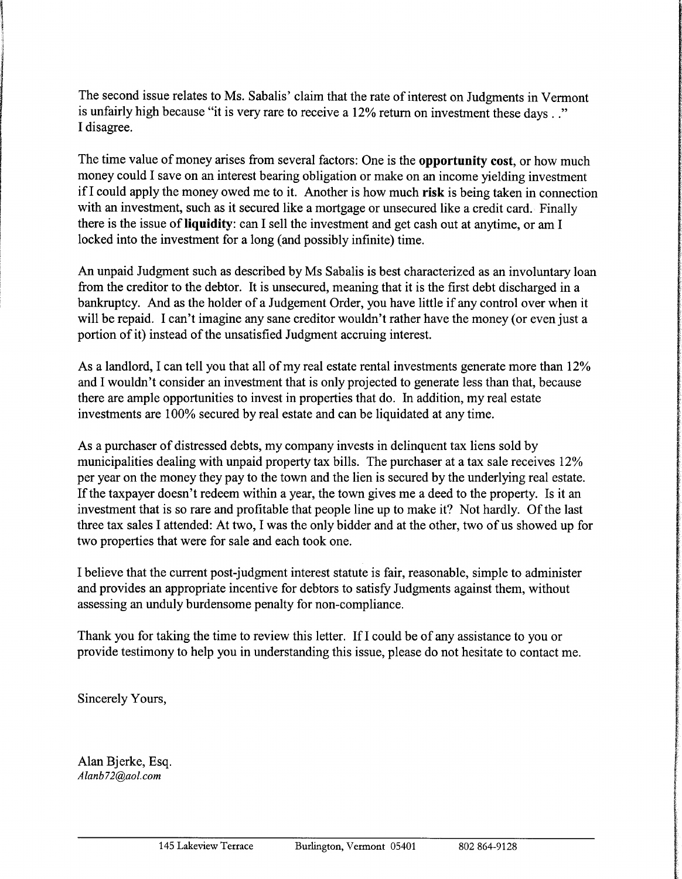The second issue relates to Ms. Sabalis' claim that the rate of interest on Judgments in Vermont is unfairly high because "it is very rare to receive a 12% return on investment these days . ." I disagree.

The time value of money arises from several factors: One is the **opportunity cost**, or how much money could I save on an interest bearing obligation or make on an income yielding investment if I could apply the money owed me to it. Another is how much **risk** is being taken in connection with an investment, such as it secured like a mortgage or unsecured like a credit card. Finally there is the issue of **liquidity**: can I sell the investment and get cash out at anytime, or am I locked into the investment for a long (and possibly infinite) time.

An unpaid Judgment such as described by Ms Sabalis is best characterized as an involuntary loan from the creditor to the debtor. It is unsecured, meaning that it is the first debt discharged in a bankruptcy. And as the holder of a Judgement Order, you have little if any control over when it will be repaid. I can't imagine any sane creditor wouldn't rather have the money (or even just a portion of it) instead of the unsatisfied Judgment accruing interest.

As a landlord, I can tell you that all of my real estate rental investments generate more than 12% and I wouldn't consider an investment that is only projected to generate less than that, because there are ample opportunities to invest in properties that do. In addition, my real estate investments are 100% secured by real estate and can be liquidated at any time.

As a purchaser of distressed debts, my company invests in delinquent tax liens sold by municipalities dealing with unpaid property tax bills. The purchaser at a tax sale receives 12% per year on the money they pay to the town and the lien is secured by the underlying real estate. If the taxpayer doesn't redeem within a year, the town gives me a deed to the property. Is it an investment that is so rare and profitable that people line up to make it? Not hardly. Of the last three tax sales I attended: At two, I was the only bidder and at the other, two of us showed up for two properties that were for sale and each took one.

I believe that the current post-judgment interest statute is fair, reasonable, simple to administer and provides an appropriate incentive for debtors to satisfy Judgments against them, without assessing an unduly burdensome penalty for non-compliance.

Thank you for taking the time to review this letter. If I could be of any assistance to you or provide testimony to help you in understanding this issue, please do not hesitate to contact me.

Sincerely Yours,

Alan Bjerke, Esq.
*Alanb72@aol.com*

145 Lakeview Terrace   Burlington, Vermont 05401   802 864-9128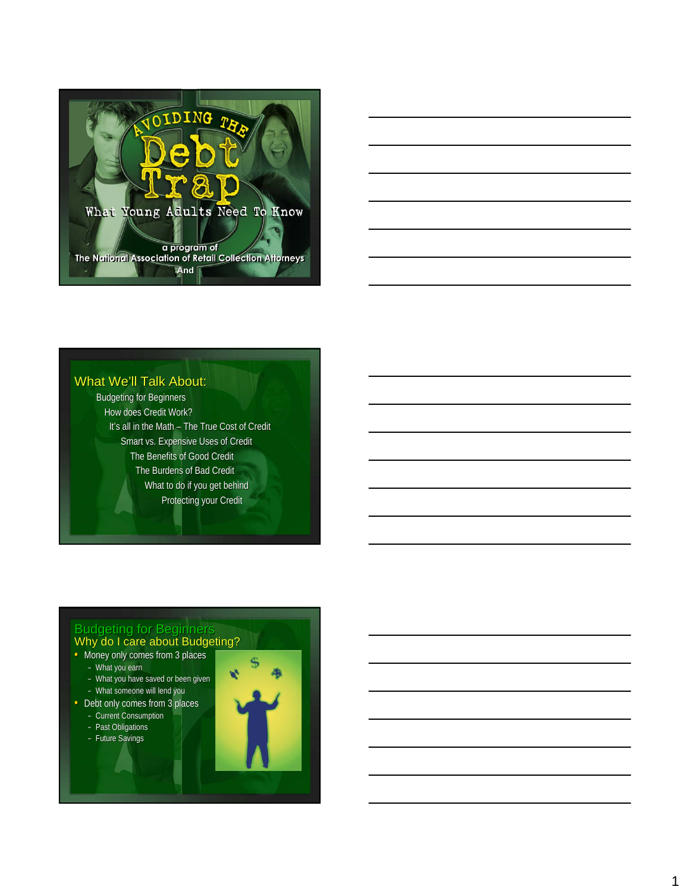# AVOIDING THE Debt Trap

What Young Adults Need To Know

a program of
The National Association of Retail Collection Attorneys
And

## What We'll Talk About:

- Budgeting for Beginners
- How does Credit Work?
- It's all in the Math – The True Cost of Credit
- Smart vs. Expensive Uses of Credit
- The Benefits of Good Credit
- The Burdens of Bad Credit
- What to do if you get behind
- Protecting your Credit

## Budgeting for Beginners

### Why do I care about Budgeting?

- Money only comes from 3 places
  - What you earn
  - What you have saved or been given
  - What someone will lend you
- Debt only comes from 3 places
  - Current Consumption
  - Past Obligations
  - Future Savings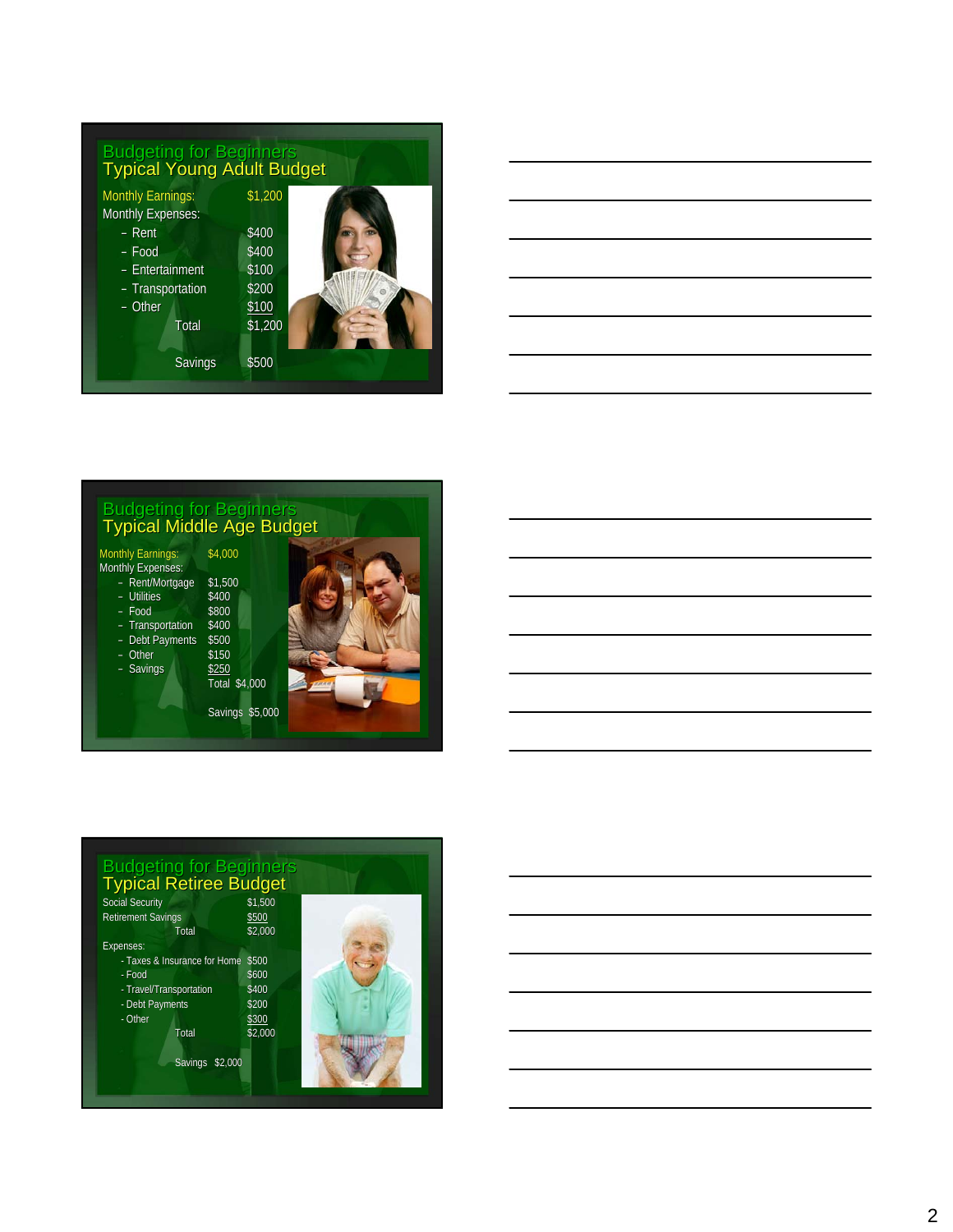## Budgeting for Beginners
### Typical Young Adult Budget

| | |
|---|---|
| Monthly Earnings: | $1,200 |
| Monthly Expenses: | |
| – Rent | $400 |
| – Food | $400 |
| – Entertainment | $100 |
| – Transportation | $200 |
| – Other | $100 |
| Total | $1,200 |
| Savings | $500 |

## Budgeting for Beginners
### Typical Middle Age Budget

| | |
|---|---|
| Monthly Earnings: | $4,000 |
| Monthly Expenses: | |
| – Rent/Mortgage | $1,500 |
| – Utilities | $400 |
| – Food | $800 |
| – Transportation | $400 |
| – Debt Payments | $500 |
| – Other | $150 |
| – Savings | $250 |
| Total | $4,000 |
| Savings | $5,000 |

## Budgeting for Beginners
### Typical Retiree Budget

| | |
|---|---|
| Social Security | $1,500 |
| Retirement Savings | $500 |
| Total | $2,000 |
| Expenses: | |
| - Taxes & Insurance for Home | $500 |
| - Food | $600 |
| - Travel/Transportation | $400 |
| - Debt Payments | $200 |
| - Other | $300 |
| Total | $2,000 |
| Savings | $2,000 |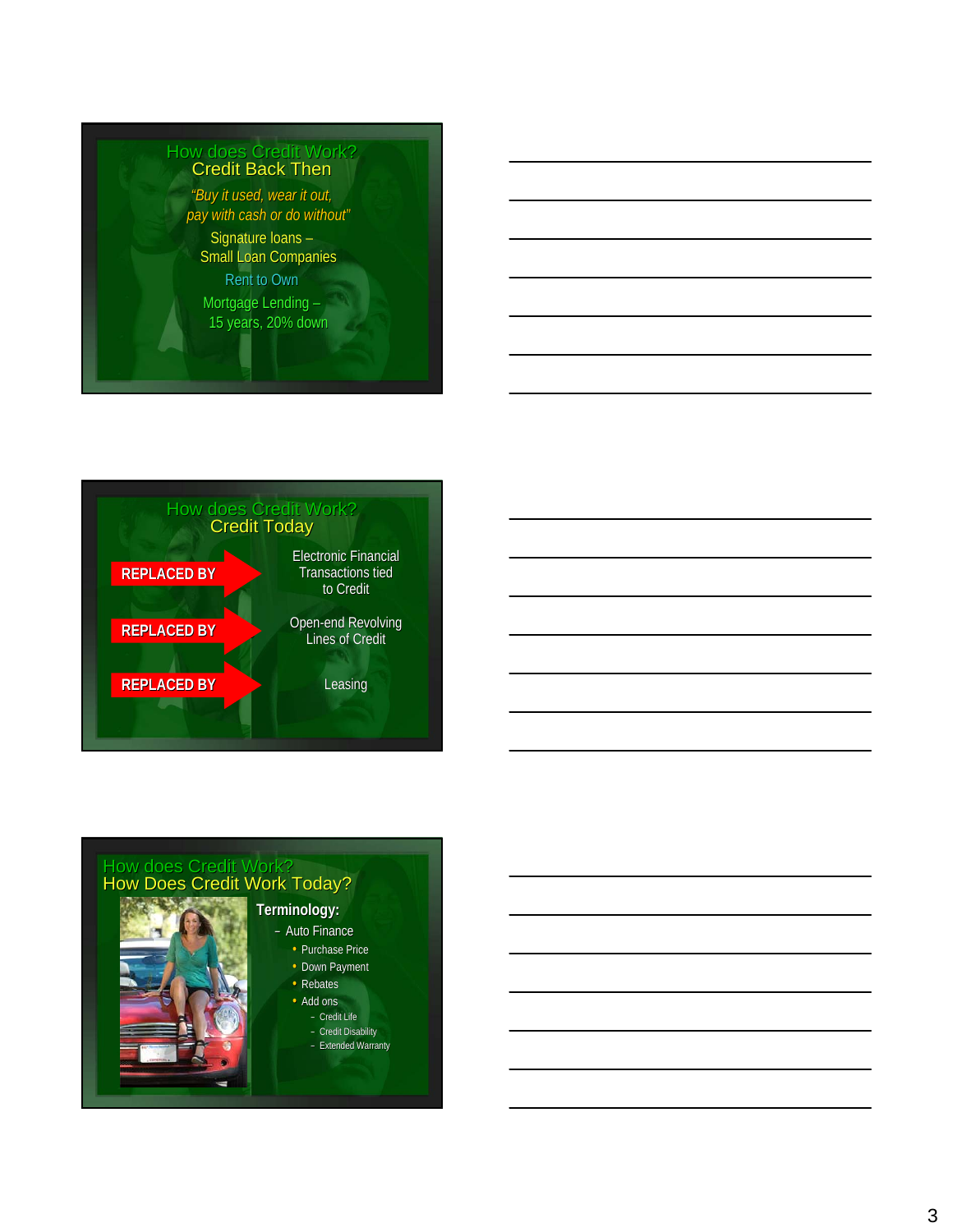## How does Credit Work?
### Credit Back Then

*"Buy it used, wear it out, pay with cash or do without"*

Signature loans – Small Loan Companies

Rent to Own

Mortgage Lending – 15 years, 20% down

## How does Credit Work?
### Credit Today

**REPLACED BY** → Electronic Financial Transactions tied to Credit

**REPLACED BY** → Open-end Revolving Lines of Credit

**REPLACED BY** → Leasing

## How does Credit Work?
### How Does Credit Work Today?

**Terminology:**

- Auto Finance
  - Purchase Price
  - Down Payment
  - Rebates
  - Add ons
    - Credit Life
    - Credit Disability
    - Extended Warranty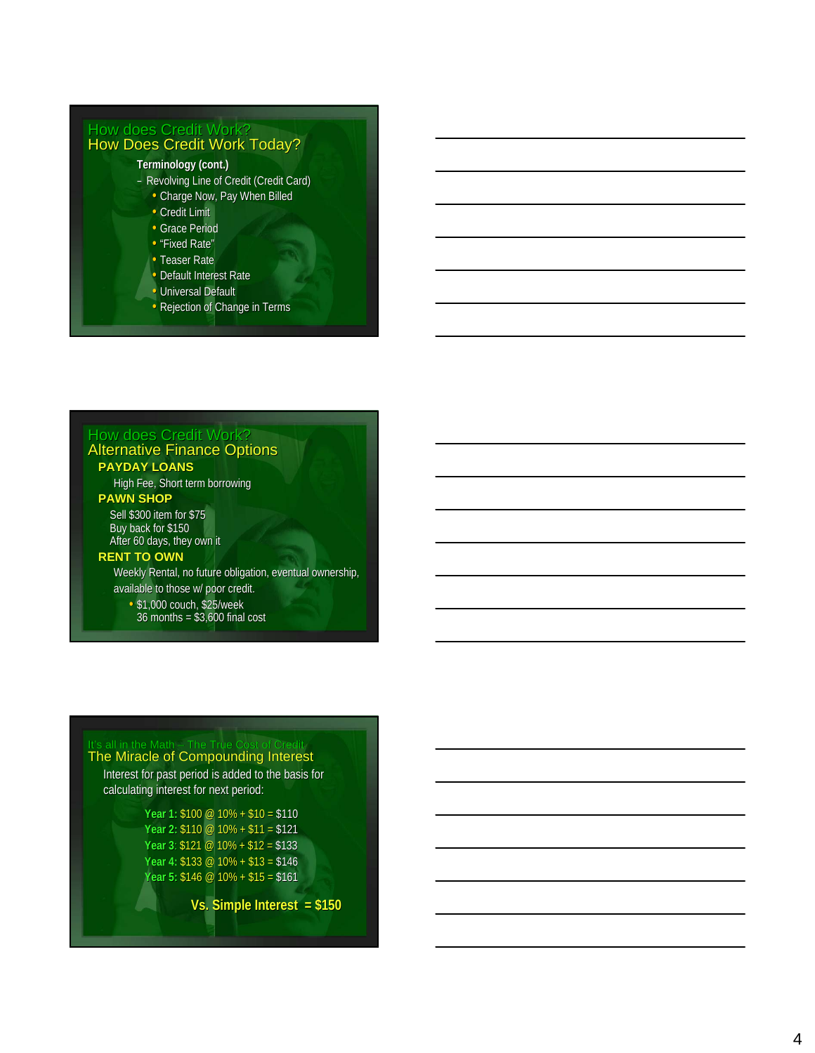## How does Credit Work?

### How Does Credit Work Today?

**Terminology (cont.)**

- Revolving Line of Credit (Credit Card)
  - Charge Now, Pay When Billed
  - Credit Limit
  - Grace Period
  - "Fixed Rate"
  - Teaser Rate
  - Default Interest Rate
  - Universal Default
  - Rejection of Change in Terms

## How does Credit Work?

### Alternative Finance Options

**PAYDAY LOANS**

High Fee, Short term borrowing

**PAWN SHOP**

Sell $300 item for $75
Buy back for $150
After 60 days, they own it

**RENT TO OWN**

Weekly Rental, no future obligation, eventual ownership, available to those w/ poor credit.

- $1,000 couch, $25/week
  36 months = $3,600 final cost

## It's all in the Math – The True Cost of Credit

### The Miracle of Compounding Interest

Interest for past period is added to the basis for calculating interest for next period:

**Year 1:** $100 @ 10% + $10 = $110
**Year 2:** $110 @ 10% + $11 = $121
**Year 3:** $121 @ 10% + $12 = $133
**Year 4:** $133 @ 10% + $13 = $146
**Year 5:** $146 @ 10% + $15 = $161

**Vs. Simple Interest = $150**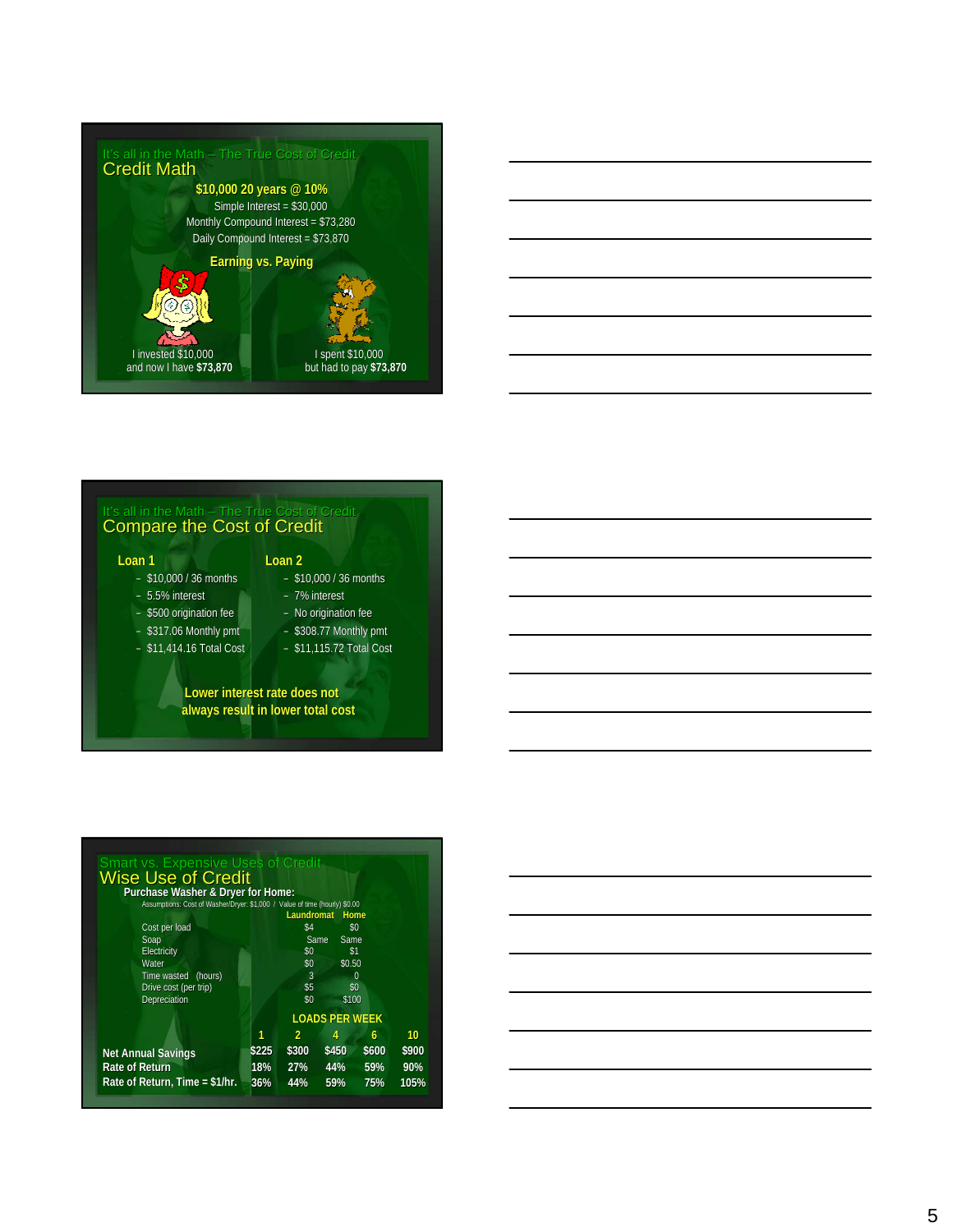It's all in the Math – The True Cost of Credit

## Credit Math

**$10,000 20 years @ 10%**

Simple Interest = $30,000

Monthly Compound Interest = $73,280

Daily Compound Interest = $73,870

**Earning vs. Paying**

I invested $10,000 and now I have **$73,870**

I spent $10,000 but had to pay **$73,870**

It's all in the Math – The True Cost of Credit

## Compare the Cost of Credit

**Loan 1**

- $10,000 / 36 months
- 5.5% interest
- $500 origination fee
- $317.06 Monthly pmt
- $11,414.16 Total Cost

**Loan 2**

- $10,000 / 36 months
- 7% interest
- No origination fee
- $308.77 Monthly pmt
- $11,115.72 Total Cost

**Lower interest rate does not always result in lower total cost**

Smart vs. Expensive Uses of Credit

## Wise Use of Credit

**Purchase Washer & Dryer for Home:**

Assumptions: Cost of Washer/Dryer: $1,000 / Value of time (hourly) $0.00

| | Laundromat | Home |
|---|---|---|
| Cost per load | $4 | $0 |
| Soap | Same | Same |
| Electricity | $0 | $1 |
| Water | $0 | $0.50 |
| Time wasted (hours) | 3 | 0 |
| Drive cost (per trip) | $5 | $0 |
| Depreciation | $0 | $100 |

**LOADS PER WEEK**

| | 1 | 2 | 4 | 6 | 10 |
|---|---|---|---|---|---|
| **Net Annual Savings** | $225 | $300 | $450 | $600 | $900 |
| **Rate of Return** | 18% | 27% | 44% | 59% | 90% |
| **Rate of Return, Time = $1/hr.** | 36% | 44% | 59% | 75% | 105% |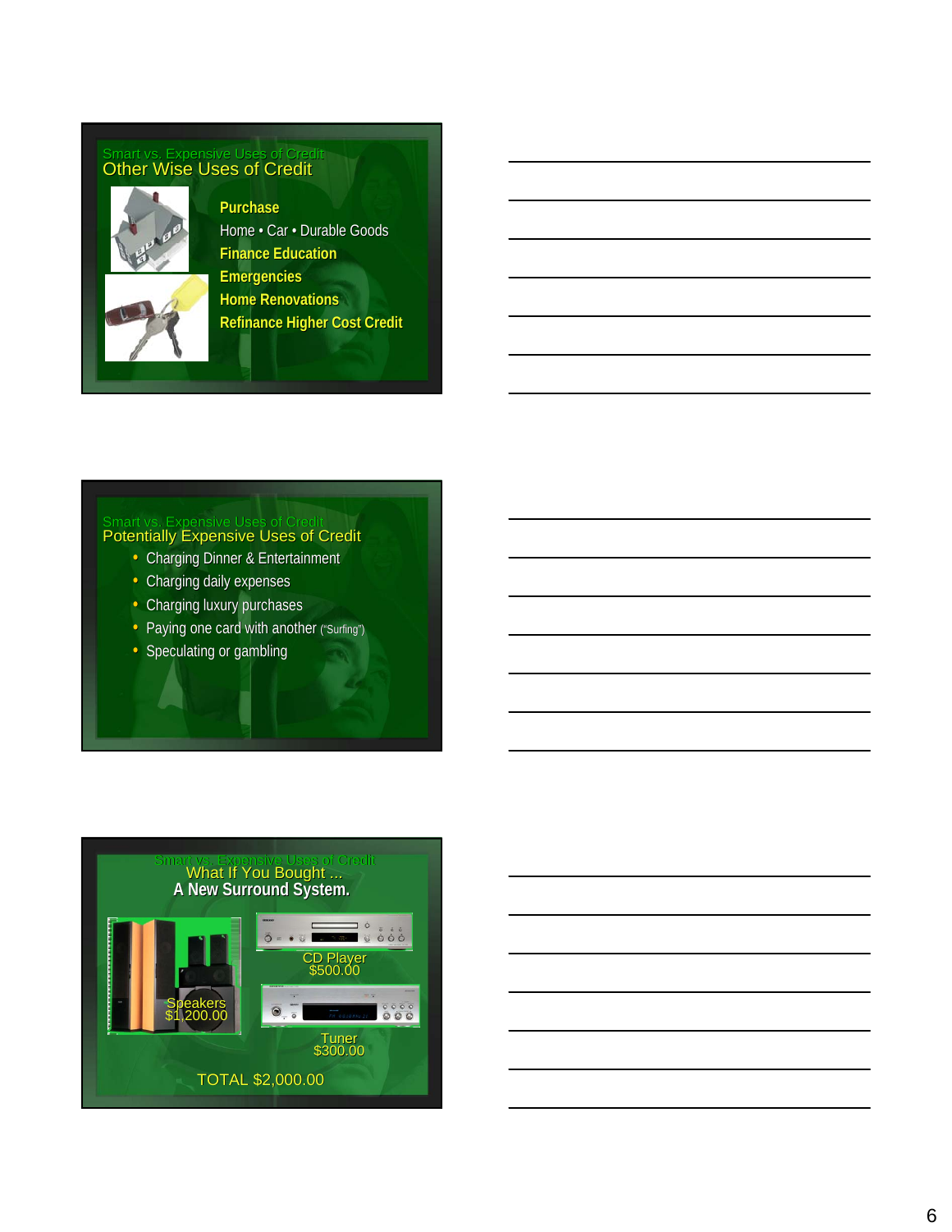## Smart vs. Expensive Uses of Credit

### Other Wise Uses of Credit

**Purchase**

Home • Car • Durable Goods

**Finance Education**

**Emergencies**

**Home Renovations**

**Refinance Higher Cost Credit**

## Smart vs. Expensive Uses of Credit

### Potentially Expensive Uses of Credit

- Charging Dinner & Entertainment
- Charging daily expenses
- Charging luxury purchases
- Paying one card with another ("Surfing")
- Speculating or gambling

## Smart vs. Expensive Uses of Credit

### What If You Bought ...

**A New Surround System.**

Speakers
$1,200.00

CD Player
$500.00

Tuner
$300.00

TOTAL $2,000.00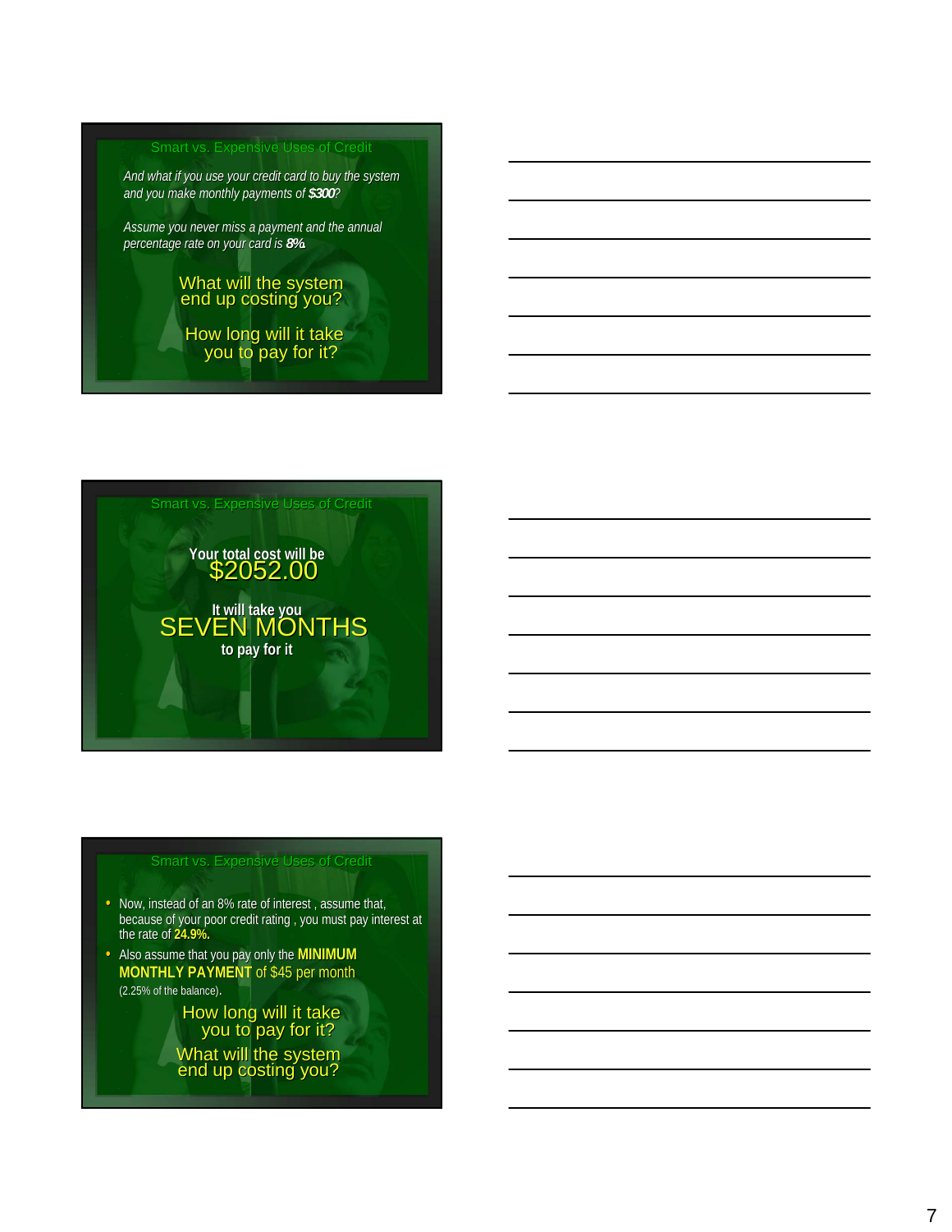## Smart vs. Expensive Uses of Credit

*And what if you use your credit card to buy the system and you make monthly payments of **$300**?*

*Assume you never miss a payment and the annual percentage rate on your card is **8%**.*

What will the system end up costing you?

How long will it take you to pay for it?

## Smart vs. Expensive Uses of Credit

**Your total cost will be**

$2052.00

**It will take you**

SEVEN MONTHS

**to pay for it**

## Smart vs. Expensive Uses of Credit

- Now, instead of an 8% rate of interest , assume that, because of your poor credit rating , you must pay interest at the rate of **24.9%.**
- Also assume that you pay only the **MINIMUM MONTHLY PAYMENT** of $45 per month (2.25% of the balance).

How long will it take you to pay for it?

What will the system end up costing you?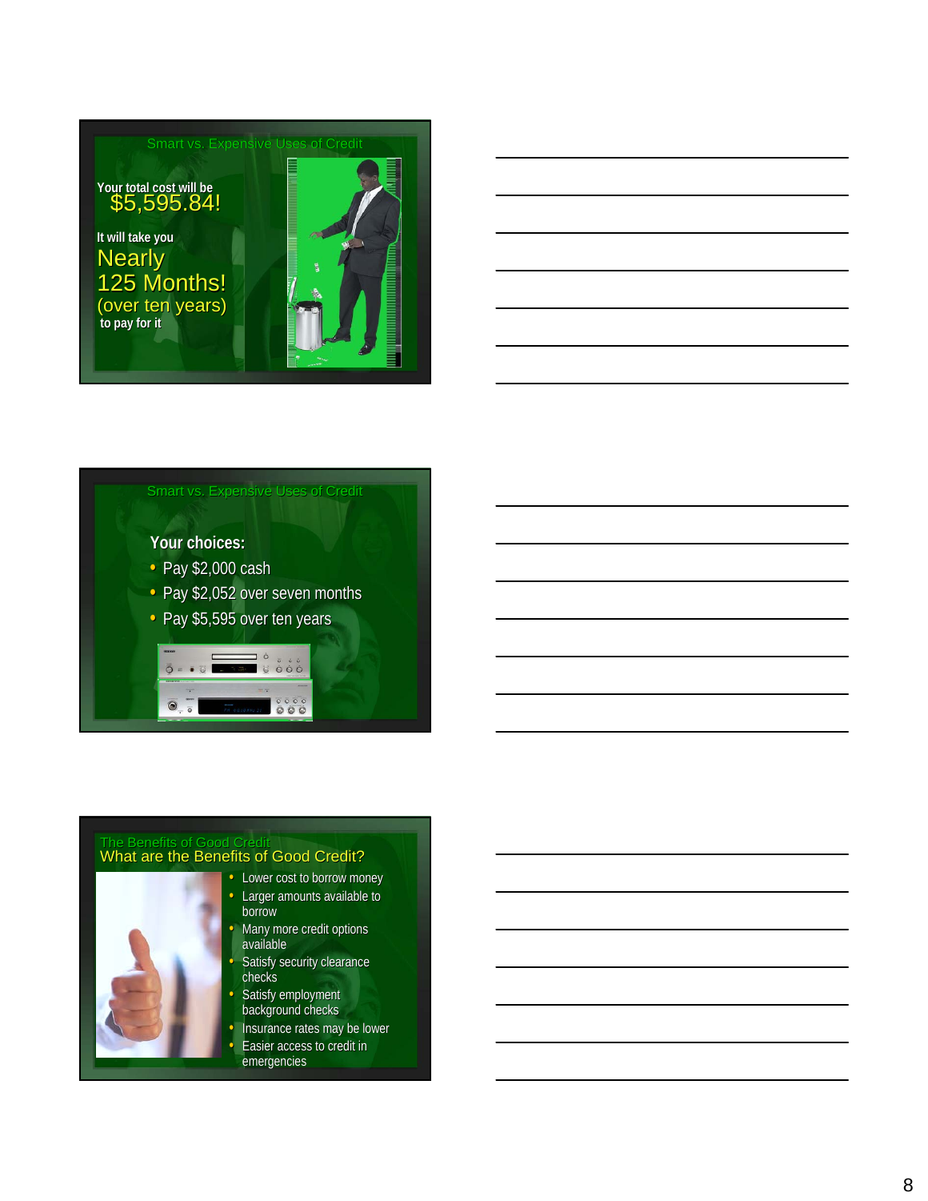## Smart vs. Expensive Uses of Credit

Your total cost will be
$5,595.84!

It will take you
Nearly
125 Months!
(over ten years)
to pay for it

## Smart vs. Expensive Uses of Credit

**Your choices:**

- Pay $2,000 cash
- Pay $2,052 over seven months
- Pay $5,595 over ten years

## The Benefits of Good Credit

### What are the Benefits of Good Credit?

- Lower cost to borrow money
- Larger amounts available to borrow
- Many more credit options available
- Satisfy security clearance checks
- Satisfy employment background checks
- Insurance rates may be lower
- Easier access to credit in emergencies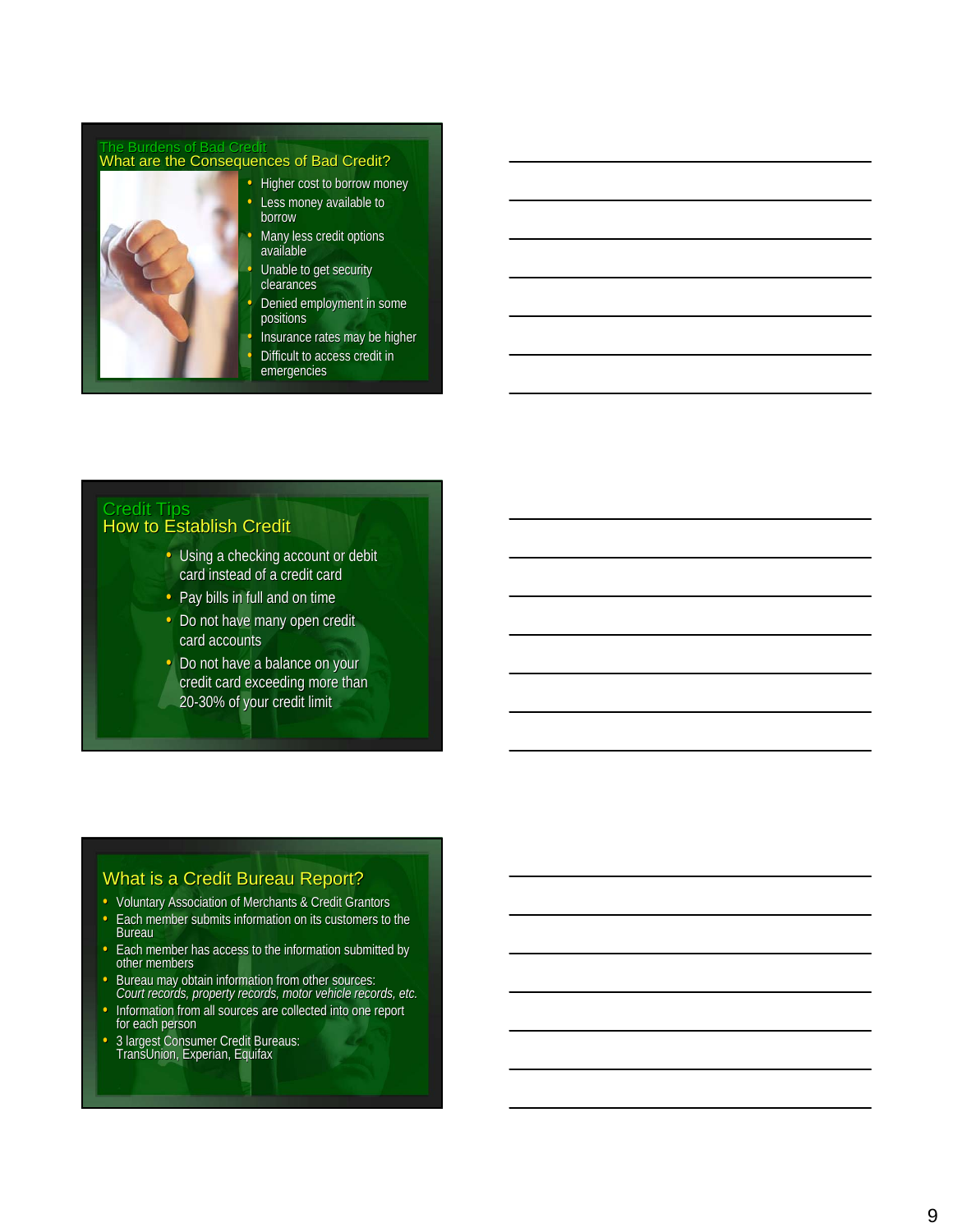## The Burdens of Bad Credit
### What are the Consequences of Bad Credit?

- Higher cost to borrow money
- Less money available to borrow
- Many less credit options available
- Unable to get security clearances
- Denied employment in some positions
- Insurance rates may be higher
- Difficult to access credit in emergencies

## Credit Tips
### How to Establish Credit

- Using a checking account or debit card instead of a credit card
- Pay bills in full and on time
- Do not have many open credit card accounts
- Do not have a balance on your credit card exceeding more than 20-30% of your credit limit

### What is a Credit Bureau Report?

- Voluntary Association of Merchants & Credit Grantors
- Each member submits information on its customers to the Bureau
- Each member has access to the information submitted by other members
- Bureau may obtain information from other sources: *Court records, property records, motor vehicle records, etc.*
- Information from all sources are collected into one report for each person
- 3 largest Consumer Credit Bureaus: TransUnion, Experian, Equifax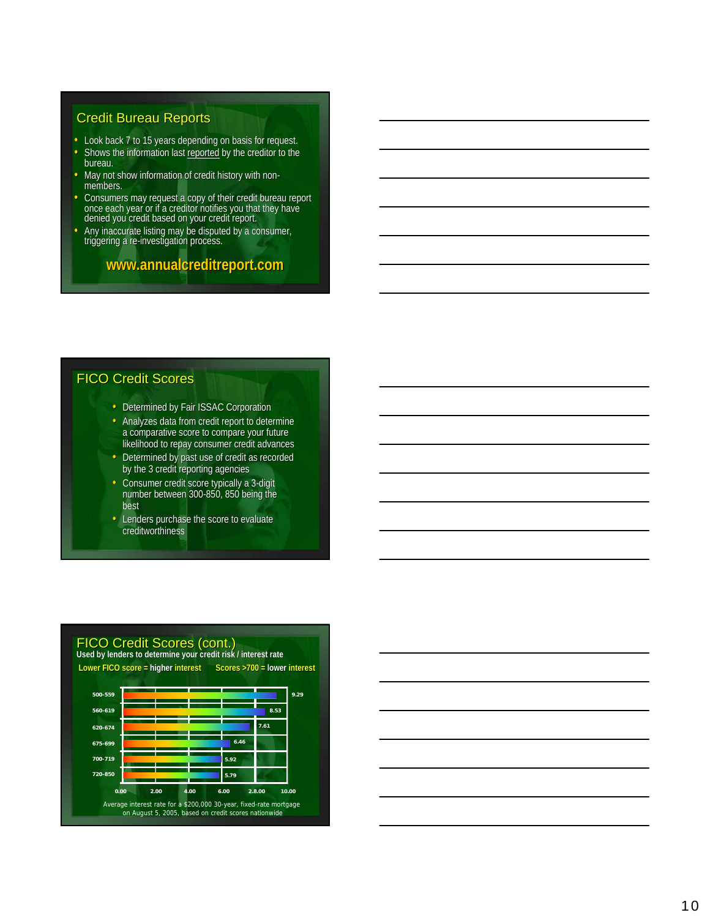## Credit Bureau Reports

- Look back 7 to 15 years depending on basis for request.
- Shows the information last reported by the creditor to the bureau.
- May not show information of credit history with non-members.
- Consumers may request a copy of their credit bureau report once each year or if a creditor notifies you that they have denied you credit based on your credit report.
- Any inaccurate listing may be disputed by a consumer, triggering a re-investigation process.

**www.annualcreditreport.com**

## FICO Credit Scores

- Determined by Fair ISSAC Corporation
- Analyzes data from credit report to determine a comparative score to compare your future likelihood to repay consumer credit advances
- Determined by past use of credit as recorded by the 3 credit reporting agencies
- Consumer credit score typically a 3-digit number between 300-850, 850 being the best
- Lenders purchase the score to evaluate creditworthiness

## FICO Credit Scores (cont.)

**Used by lenders to determine your credit risk / interest rate**

**Lower FICO score = higher interest**     **Scores >700 = lower interest**

| FICO Score | Interest Rate |
|---|---|
| 500-559 | 9.29 |
| 560-619 | 8.53 |
| 620-674 | 7.61 |
| 675-699 | 6.46 |
| 700-719 | 5.92 |
| 720-850 | 5.79 |

Average interest rate for a $200,000 30-year, fixed-rate mortgage on August 5, 2005, based on credit scores nationwide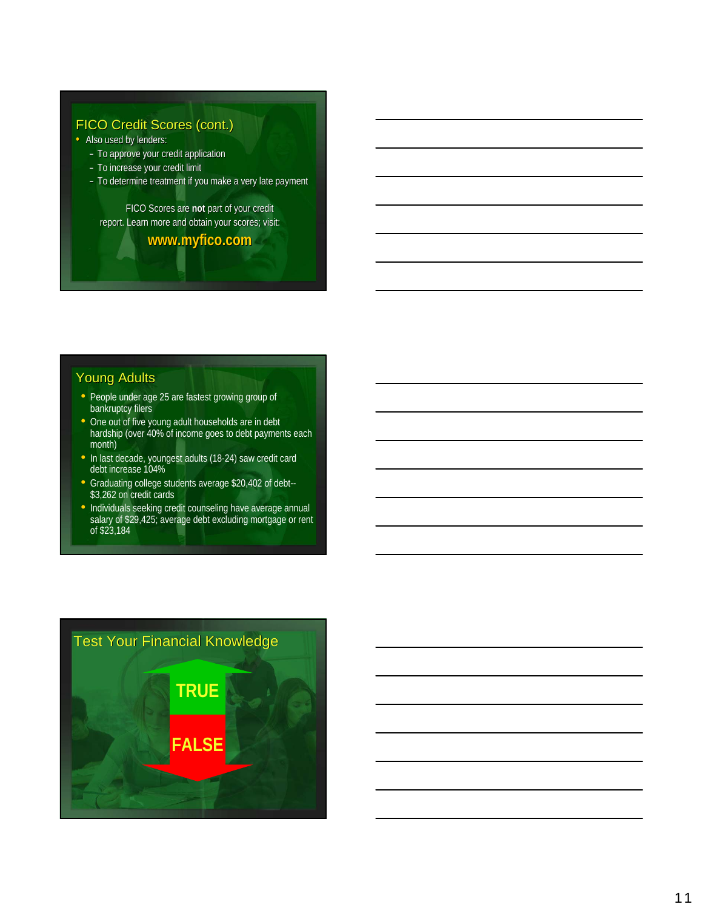## FICO Credit Scores (cont.)

- Also used by lenders:
  - To approve your credit application
  - To increase your credit limit
  - To determine treatment if you make a very late payment

FICO Scores are **not** part of your credit report. Learn more and obtain your scores; visit:

**www.myfico.com**

## Young Adults

- People under age 25 are fastest growing group of bankruptcy filers
- One out of five young adult households are in debt hardship (over 40% of income goes to debt payments each month)
- In last decade, youngest adults (18-24) saw credit card debt increase 104%
- Graduating college students average $20,402 of debt--$3,262 on credit cards
- Individuals seeking credit counseling have average annual salary of $29,425; average debt excluding mortgage or rent of $23,184

## Test Your Financial Knowledge

TRUE

FALSE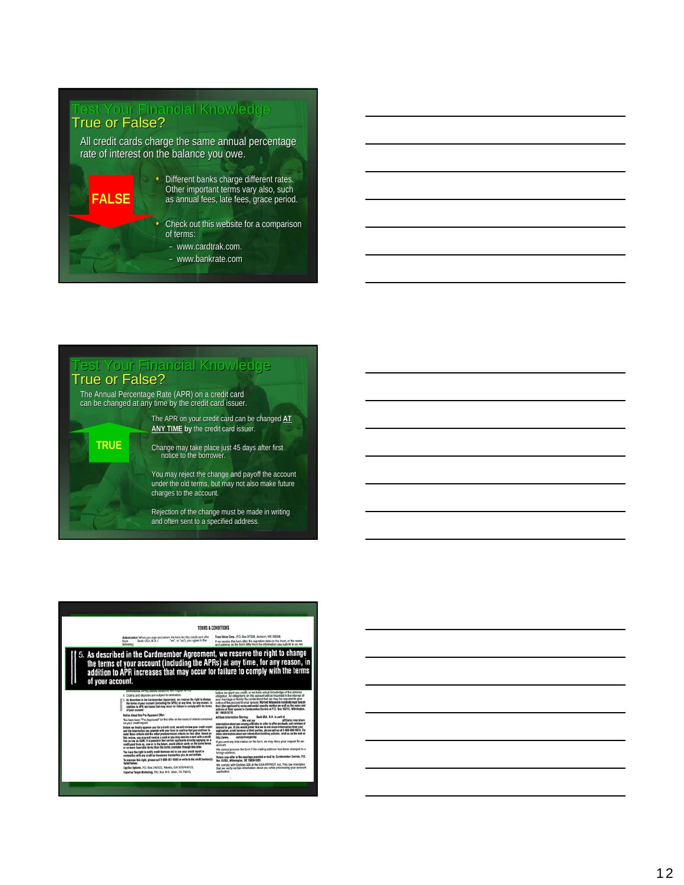## Test Your Financial Knowledge
### True or False?

All credit cards charge the same annual percentage rate of interest on the balance you owe.

**FALSE**

- Different banks charge different rates. Other important terms vary also, such as annual fees, late fees, grace period.
- Check out this website for a comparison of terms:
  - www.cardtrak.com.
  - www.bankrate.com

## Test Your Financial Knowledge
### True or False?

The Annual Percentage Rate (APR) on a credit card can be changed at any time by the credit card issuer.

**TRUE**

The APR on your credit card can be changed **AT ANY TIME by** the credit card issuer.

Change may take place just 45 days after first notice to the borrower.

You may reject the change and payoff the account under the old terms, but may not also make future charges to the account.

Rejection of the change must be made in writing and often sent to a specified address.

TERMS & CONDITIONS

5. As described in the Cardmember Agreement, we reserve the right to change the terms of your account (including the APRs) at any time, for any reason, in addition to APR increases that may occur for failure to comply with the terms of your account.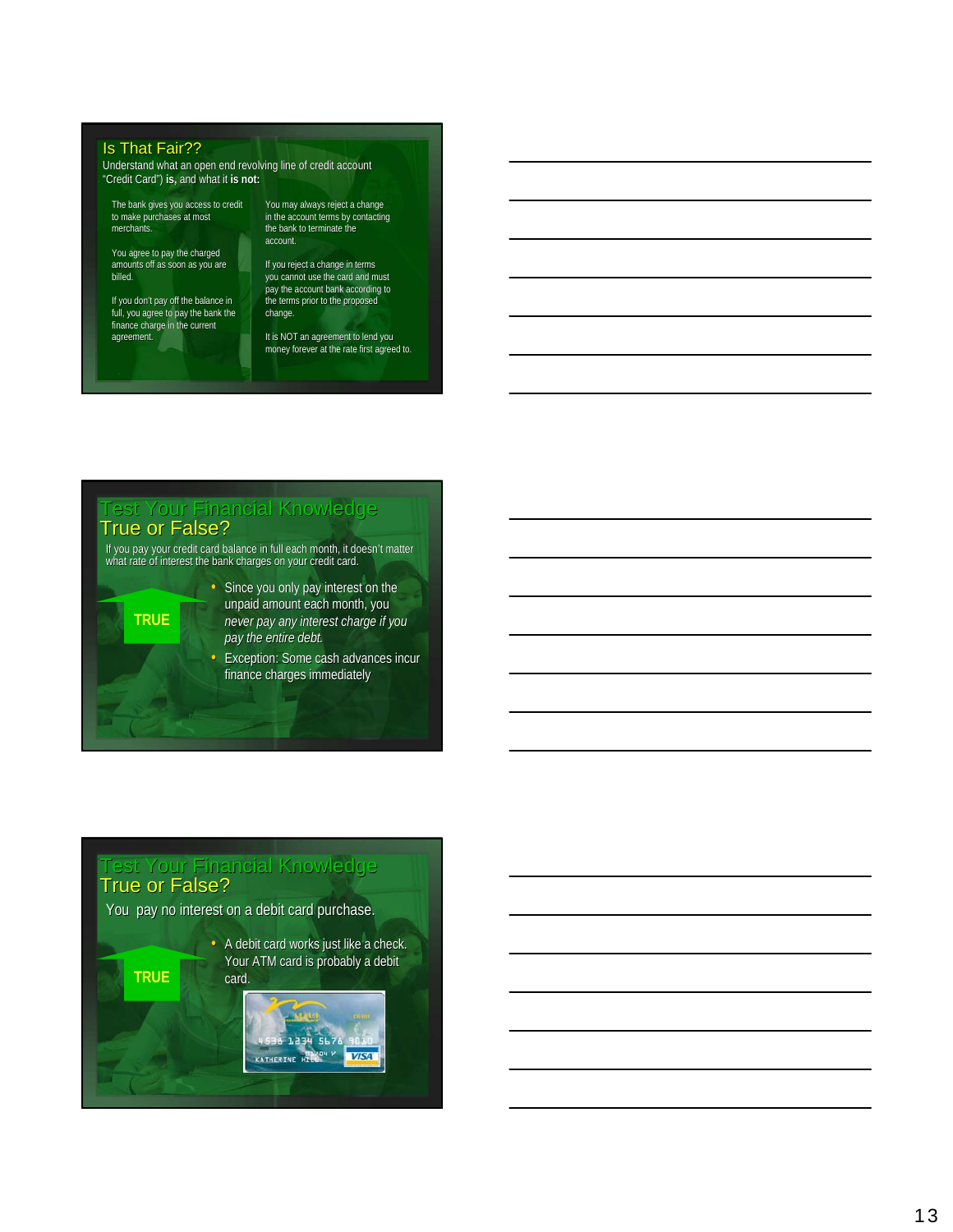## Is That Fair??

Understand what an open end revolving line of credit account "Credit Card") **is,** and what it **is not:**

The bank gives you access to credit to make purchases at most merchants.

You agree to pay the charged amounts off as soon as you are billed.

If you don't pay off the balance in full, you agree to pay the bank the finance charge in the current agreement.

You may always reject a change in the account terms by contacting the bank to terminate the account.

If you reject a change in terms you cannot use the card and must pay the account bank according to the terms prior to the proposed change.

It is NOT an agreement to lend you money forever at the rate first agreed to.

## Test Your Financial Knowledge
## True or False?

If you pay your credit card balance in full each month, it doesn't matter what rate of interest the bank charges on your credit card.

TRUE

- Since you only pay interest on the unpaid amount each month, you *never pay any interest charge if you pay the entire debt.*
- Exception: Some cash advances incur finance charges immediately

## Test Your Financial Knowledge
## True or False?

You pay no interest on a debit card purchase.

TRUE

- A debit card works just like a check. Your ATM card is probably a debit card.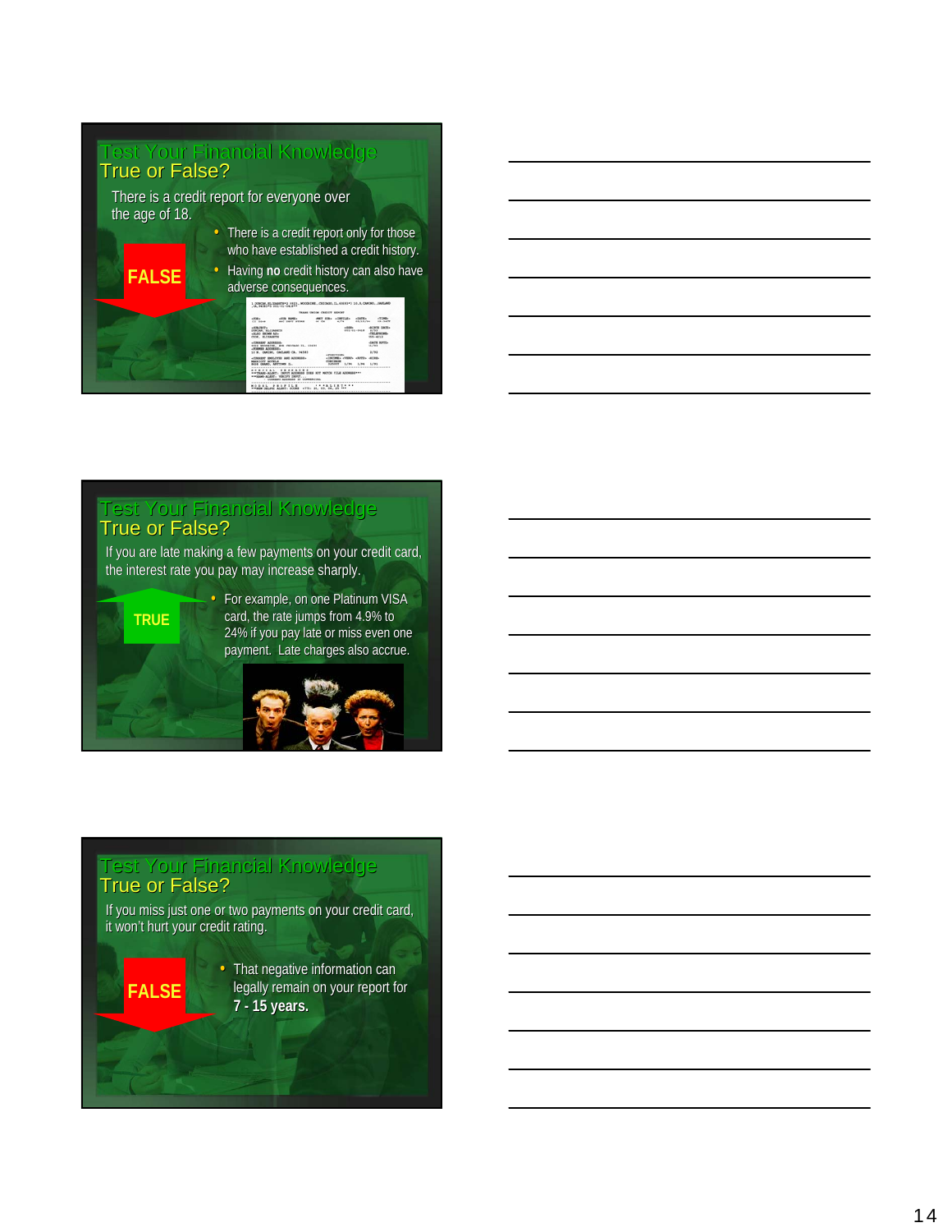## Test Your Financial Knowledge
### True or False?

There is a credit report for everyone over the age of 18.

**FALSE**

- There is a credit report only for those who have established a credit history.
- Having **no** credit history can also have adverse consequences.

## Test Your Financial Knowledge
### True or False?

If you are late making a few payments on your credit card, the interest rate you pay may increase sharply.

**TRUE**

- For example, on one Platinum VISA card, the rate jumps from 4.9% to 24% if you pay late or miss even one payment. Late charges also accrue.

## Test Your Financial Knowledge
### True or False?

If you miss just one or two payments on your credit card, it won't hurt your credit rating.

**FALSE**

- That negative information can legally remain on your report for **7 - 15 years.**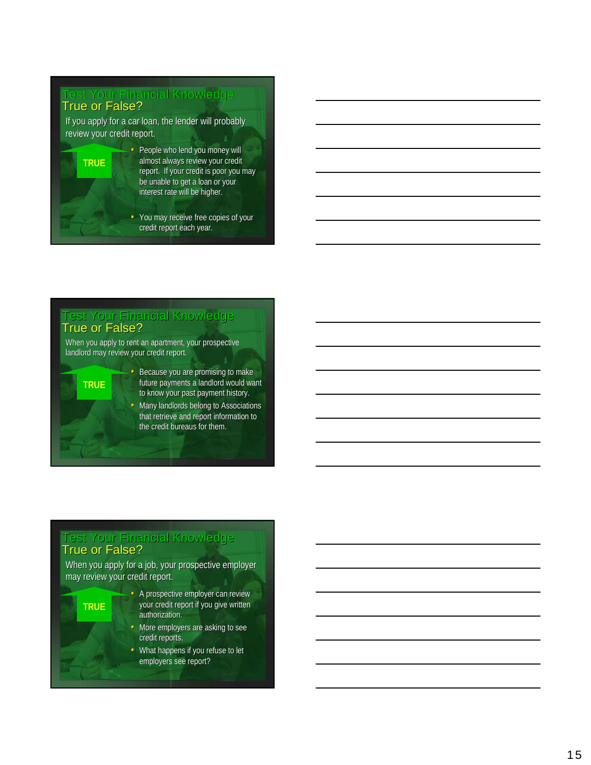## Test Your Financial Knowledge
### True or False?

If you apply for a car loan, the lender will probably review your credit report.

**TRUE**

- People who lend you money will almost always review your credit report. If your credit is poor you may be unable to get a loan or your interest rate will be higher.
- You may receive free copies of your credit report each year.

## Test Your Financial Knowledge
### True or False?

When you apply to rent an apartment, your prospective landlord may review your credit report.

**TRUE**

- Because you are promising to make future payments a landlord would want to know your past payment history.
- Many landlords belong to Associations that retrieve and report information to the credit bureaus for them.

## Test Your Financial Knowledge
### True or False?

When you apply for a job, your prospective employer may review your credit report.

**TRUE**

- A prospective employer can review your credit report if you give written authorization.
- More employers are asking to see credit reports.
- What happens if you refuse to let employers see report?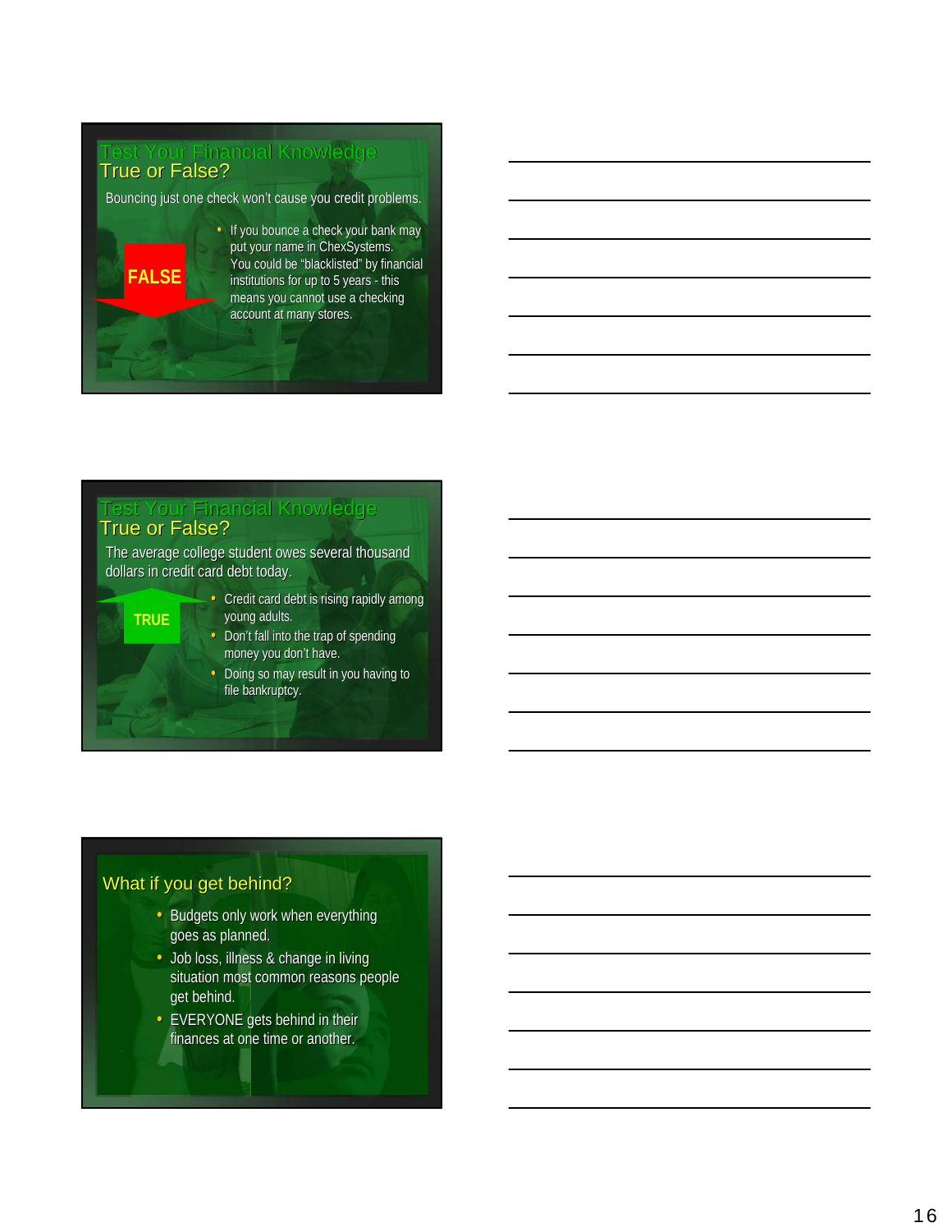## Test Your Financial Knowledge

### True or False?

Bouncing just one check won't cause you credit problems.

**FALSE**

- If you bounce a check your bank may put your name in ChexSystems. You could be "blacklisted" by financial institutions for up to 5 years - this means you cannot use a checking account at many stores.

## Test Your Financial Knowledge

### True or False?

The average college student owes several thousand dollars in credit card debt today.

**TRUE**

- Credit card debt is rising rapidly among young adults.
- Don't fall into the trap of spending money you don't have.
- Doing so may result in you having to file bankruptcy.

## What if you get behind?

- Budgets only work when everything goes as planned.
- Job loss, illness & change in living situation most common reasons people get behind.
- EVERYONE gets behind in their finances at one time or another.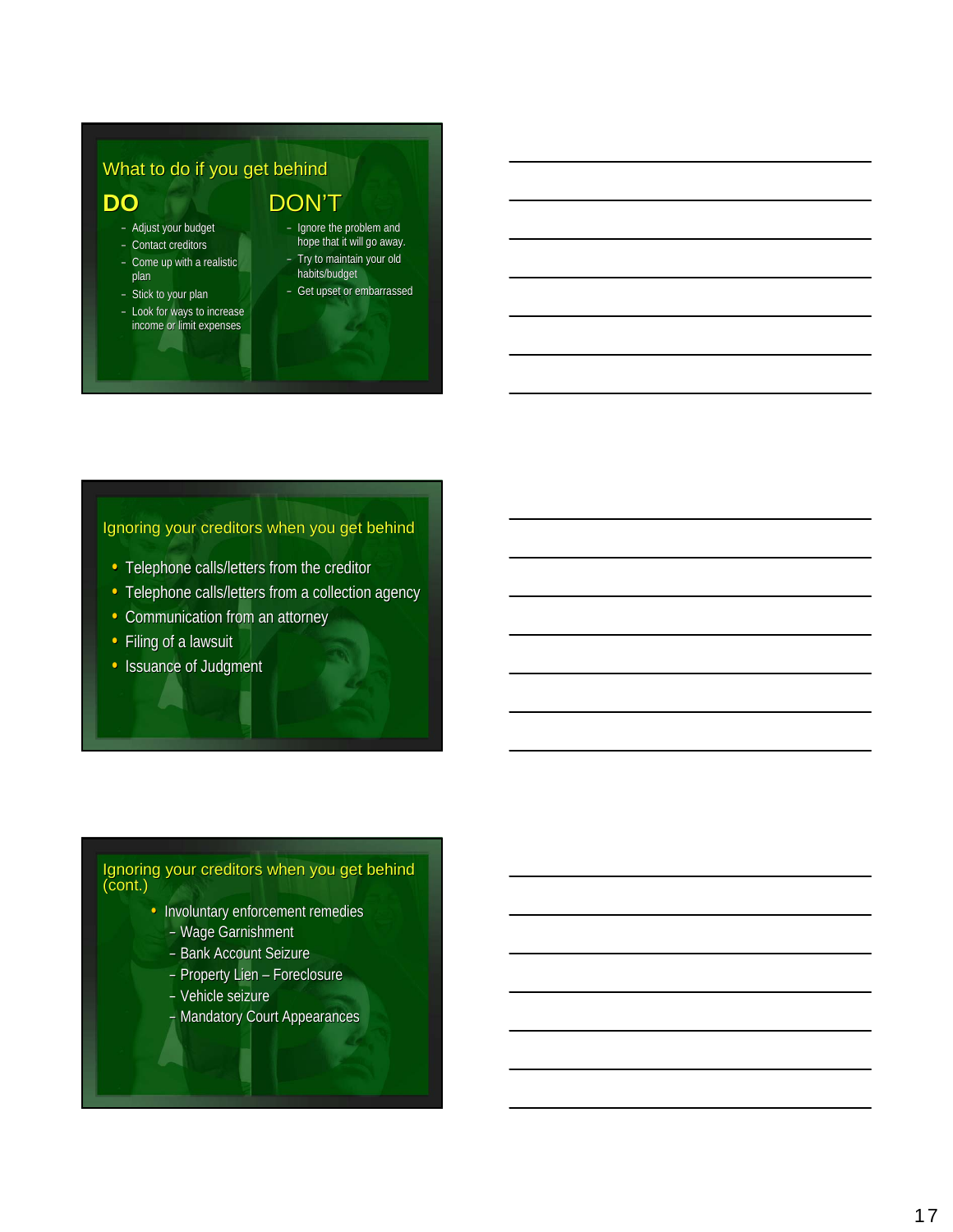## What to do if you get behind

### DO

- Adjust your budget
- Contact creditors
- Come up with a realistic plan
- Stick to your plan
- Look for ways to increase income or limit expenses

### DON'T

- Ignore the problem and hope that it will go away.
- Try to maintain your old habits/budget
- Get upset or embarrassed

## Ignoring your creditors when you get behind

- Telephone calls/letters from the creditor
- Telephone calls/letters from a collection agency
- Communication from an attorney
- Filing of a lawsuit
- Issuance of Judgment

## Ignoring your creditors when you get behind (cont.)

- Involuntary enforcement remedies
  - Wage Garnishment
  - Bank Account Seizure
  - Property Lien – Foreclosure
  - Vehicle seizure
  - Mandatory Court Appearances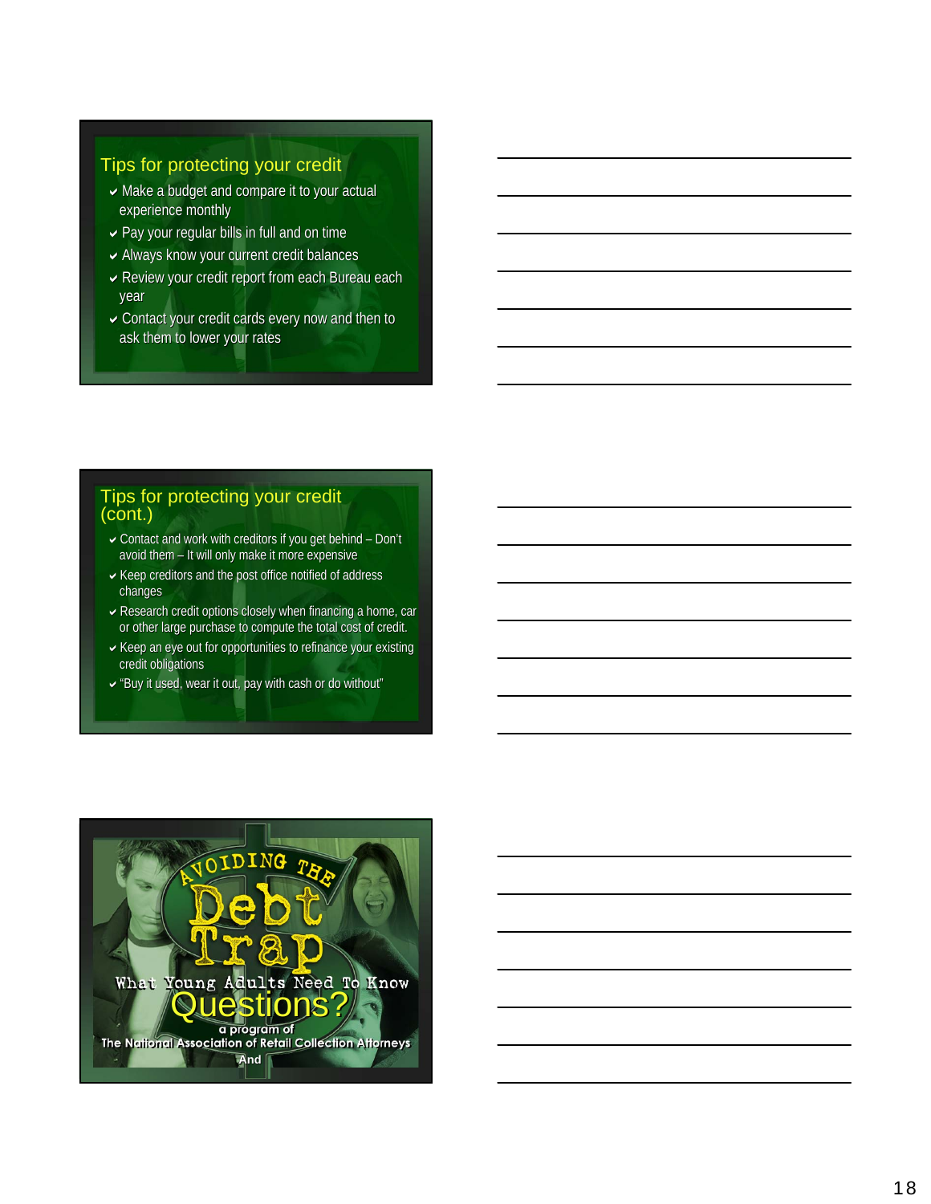## Tips for protecting your credit

- Make a budget and compare it to your actual experience monthly
- Pay your regular bills in full and on time
- Always know your current credit balances
- Review your credit report from each Bureau each year
- Contact your credit cards every now and then to ask them to lower your rates

## Tips for protecting your credit (cont.)

- Contact and work with creditors if you get behind – Don't avoid them – It will only make it more expensive
- Keep creditors and the post office notified of address changes
- Research credit options closely when financing a home, car or other large purchase to compute the total cost of credit.
- Keep an eye out for opportunities to refinance your existing credit obligations
- "Buy it used, wear it out, pay with cash or do without"

AVOIDING THE Debt Trap

What Young Adults Need To Know

Questions?

a program of

The National Association of Retail Collection Attorneys

And